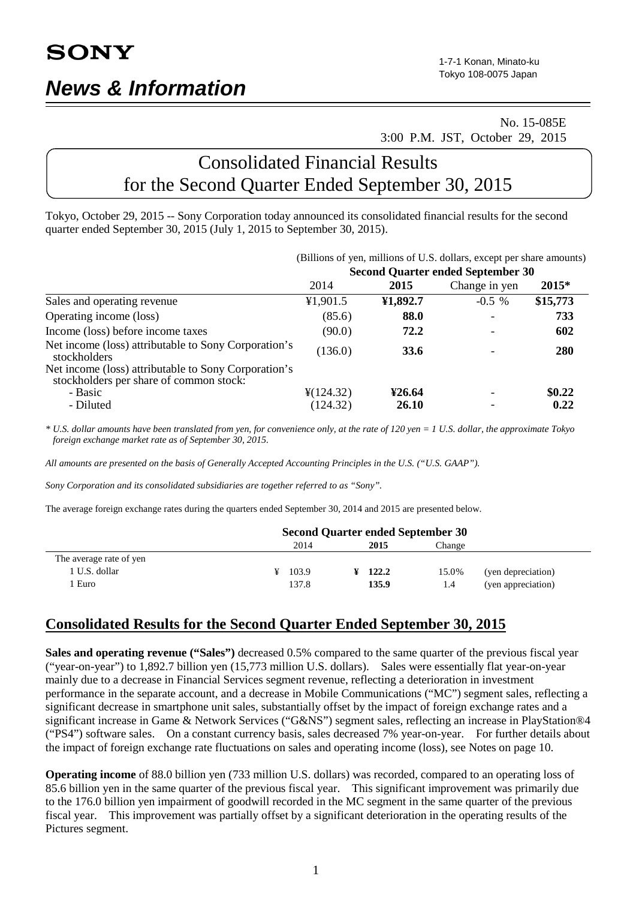# SONY

# *News & Information*

1-7-1 Konan, Minato-ku
Tokyo 108-0075 Japan

No. 15-085E
3:00 P.M. JST, October 29, 2015

# Consolidated Financial Results for the Second Quarter Ended September 30, 2015

Tokyo, October 29, 2015 -- Sony Corporation today announced its consolidated financial results for the second quarter ended September 30, 2015 (July 1, 2015 to September 30, 2015).

(Billions of yen, millions of U.S. dollars, except per share amounts)

| | Second Quarter ended September 30 | | | |
|---|---|---|---|---|
| | 2014 | **2015** | Change in yen | **2015*** |
| Sales and operating revenue | ¥1,901.5 | **¥1,892.7** | -0.5 % | **$15,773** |
| Operating income (loss) | (85.6) | **88.0** | - | **733** |
| Income (loss) before income taxes | (90.0) | **72.2** | - | **602** |
| Net income (loss) attributable to Sony Corporation's stockholders | (136.0) | **33.6** | - | **280** |
| Net income (loss) attributable to Sony Corporation's stockholders per share of common stock: | | | | |
| - Basic | ¥(124.32) | **¥26.64** | - | **$0.22** |
| - Diluted | (124.32) | **26.10** | - | **0.22** |

*\* U.S. dollar amounts have been translated from yen, for convenience only, at the rate of 120 yen = 1 U.S. dollar, the approximate Tokyo foreign exchange market rate as of September 30, 2015.*

*All amounts are presented on the basis of Generally Accepted Accounting Principles in the U.S. ("U.S. GAAP").*

*Sony Corporation and its consolidated subsidiaries are together referred to as "Sony".*

The average foreign exchange rates during the quarters ended September 30, 2014 and 2015 are presented below.

| | Second Quarter ended September 30 | | | |
|---|---|---|---|---|
| | 2014 | **2015** | Change | |
| The average rate of yen | | | | |
| 1 U.S. dollar | ¥ 103.9 | **¥ 122.2** | 15.0% | (yen depreciation) |
| 1 Euro | 137.8 | **135.9** | 1.4 | (yen appreciation) |

## Consolidated Results for the Second Quarter Ended September 30, 2015

**Sales and operating revenue ("Sales")** decreased 0.5% compared to the same quarter of the previous fiscal year ("year-on-year") to 1,892.7 billion yen (15,773 million U.S. dollars). Sales were essentially flat year-on-year mainly due to a decrease in Financial Services segment revenue, reflecting a deterioration in investment performance in the separate account, and a decrease in Mobile Communications ("MC") segment sales, reflecting a significant decrease in smartphone unit sales, substantially offset by the impact of foreign exchange rates and a significant increase in Game & Network Services ("G&NS") segment sales, reflecting an increase in PlayStation®4 ("PS4") software sales. On a constant currency basis, sales decreased 7% year-on-year. For further details about the impact of foreign exchange rate fluctuations on sales and operating income (loss), see Notes on page 10.

**Operating income** of 88.0 billion yen (733 million U.S. dollars) was recorded, compared to an operating loss of 85.6 billion yen in the same quarter of the previous fiscal year. This significant improvement was primarily due to the 176.0 billion yen impairment of goodwill recorded in the MC segment in the same quarter of the previous fiscal year. This improvement was partially offset by a significant deterioration in the operating results of the Pictures segment.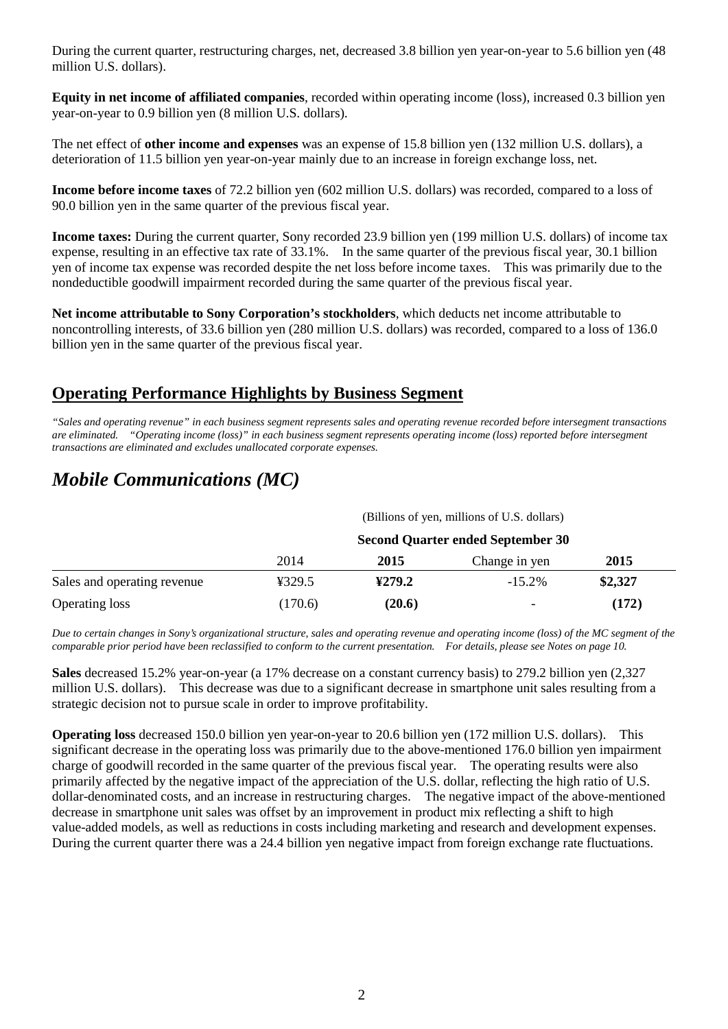During the current quarter, restructuring charges, net, decreased 3.8 billion yen year-on-year to 5.6 billion yen (48 million U.S. dollars).

**Equity in net income of affiliated companies**, recorded within operating income (loss), increased 0.3 billion yen year-on-year to 0.9 billion yen (8 million U.S. dollars).

The net effect of **other income and expenses** was an expense of 15.8 billion yen (132 million U.S. dollars), a deterioration of 11.5 billion yen year-on-year mainly due to an increase in foreign exchange loss, net.

**Income before income taxes** of 72.2 billion yen (602 million U.S. dollars) was recorded, compared to a loss of 90.0 billion yen in the same quarter of the previous fiscal year.

**Income taxes:** During the current quarter, Sony recorded 23.9 billion yen (199 million U.S. dollars) of income tax expense, resulting in an effective tax rate of 33.1%. In the same quarter of the previous fiscal year, 30.1 billion yen of income tax expense was recorded despite the net loss before income taxes. This was primarily due to the nondeductible goodwill impairment recorded during the same quarter of the previous fiscal year.

**Net income attributable to Sony Corporation's stockholders**, which deducts net income attributable to noncontrolling interests, of 33.6 billion yen (280 million U.S. dollars) was recorded, compared to a loss of 136.0 billion yen in the same quarter of the previous fiscal year.

## Operating Performance Highlights by Business Segment

*"Sales and operating revenue" in each business segment represents sales and operating revenue recorded before intersegment transactions are eliminated. "Operating income (loss)" in each business segment represents operating income (loss) reported before intersegment transactions are eliminated and excludes unallocated corporate expenses.*

## *Mobile Communications (MC)*

(Billions of yen, millions of U.S. dollars)

| | Second Quarter ended September 30 | | | |
|---|---|---|---|---|
| | 2014 | **2015** | Change in yen | **2015** |
| Sales and operating revenue | ¥329.5 | **¥279.2** | -15.2% | **$2,327** |
| Operating loss | (170.6) | **(20.6)** | - | **(172)** |

*Due to certain changes in Sony's organizational structure, sales and operating revenue and operating income (loss) of the MC segment of the comparable prior period have been reclassified to conform to the current presentation. For details, please see Notes on page 10.*

**Sales** decreased 15.2% year-on-year (a 17% decrease on a constant currency basis) to 279.2 billion yen (2,327 million U.S. dollars). This decrease was due to a significant decrease in smartphone unit sales resulting from a strategic decision not to pursue scale in order to improve profitability.

**Operating loss** decreased 150.0 billion yen year-on-year to 20.6 billion yen (172 million U.S. dollars). This significant decrease in the operating loss was primarily due to the above-mentioned 176.0 billion yen impairment charge of goodwill recorded in the same quarter of the previous fiscal year. The operating results were also primarily affected by the negative impact of the appreciation of the U.S. dollar, reflecting the high ratio of U.S. dollar-denominated costs, and an increase in restructuring charges. The negative impact of the above-mentioned decrease in smartphone unit sales was offset by an improvement in product mix reflecting a shift to high value-added models, as well as reductions in costs including marketing and research and development expenses. During the current quarter there was a 24.4 billion yen negative impact from foreign exchange rate fluctuations.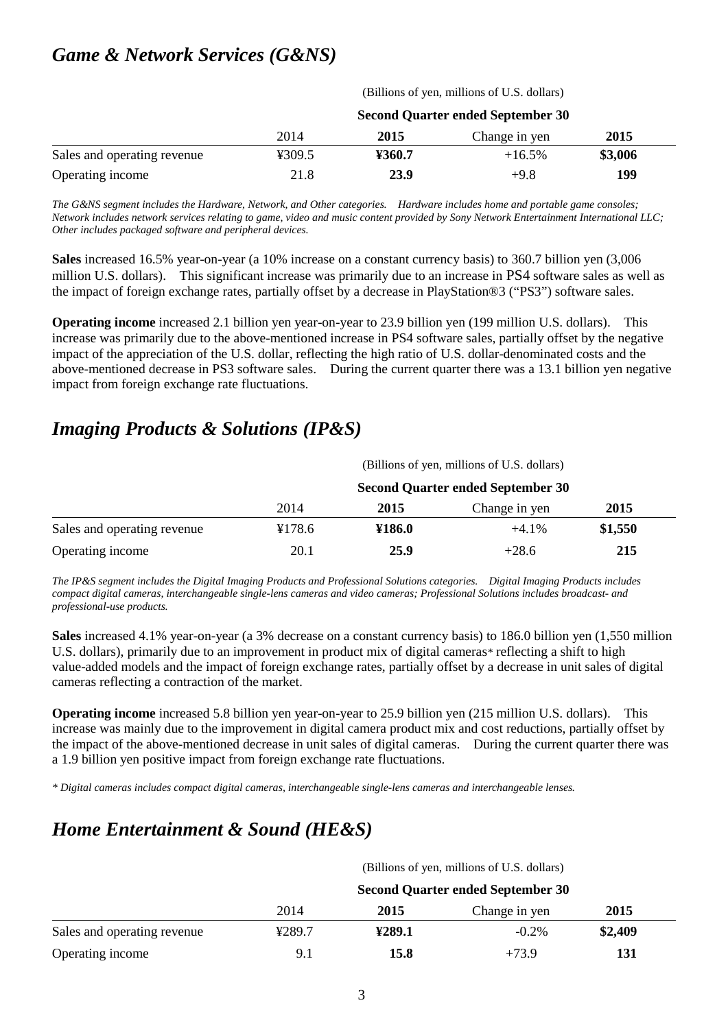## *Game & Network Services (G&NS)*

| | (Billions of yen, millions of U.S. dollars) | | | |
|---|---|---|---|---|
| | **Second Quarter ended September 30** | | | |
| | 2014 | **2015** | Change in yen | **2015** |
| Sales and operating revenue | ¥309.5 | **¥360.7** | +16.5% | **$3,006** |
| Operating income | 21.8 | **23.9** | +9.8 | **199** |

*The G&NS segment includes the Hardware, Network, and Other categories. Hardware includes home and portable game consoles; Network includes network services relating to game, video and music content provided by Sony Network Entertainment International LLC; Other includes packaged software and peripheral devices.*

**Sales** increased 16.5% year-on-year (a 10% increase on a constant currency basis) to 360.7 billion yen (3,006 million U.S. dollars). This significant increase was primarily due to an increase in PS4 software sales as well as the impact of foreign exchange rates, partially offset by a decrease in PlayStation®3 ("PS3") software sales.

**Operating income** increased 2.1 billion yen year-on-year to 23.9 billion yen (199 million U.S. dollars). This increase was primarily due to the above-mentioned increase in PS4 software sales, partially offset by the negative impact of the appreciation of the U.S. dollar, reflecting the high ratio of U.S. dollar-denominated costs and the above-mentioned decrease in PS3 software sales. During the current quarter there was a 13.1 billion yen negative impact from foreign exchange rate fluctuations.

## *Imaging Products & Solutions (IP&S)*

| | (Billions of yen, millions of U.S. dollars) | | | |
|---|---|---|---|---|
| | **Second Quarter ended September 30** | | | |
| | 2014 | **2015** | Change in yen | **2015** |
| Sales and operating revenue | ¥178.6 | **¥186.0** | +4.1% | **$1,550** |
| Operating income | 20.1 | **25.9** | +28.6 | **215** |

*The IP&S segment includes the Digital Imaging Products and Professional Solutions categories. Digital Imaging Products includes compact digital cameras, interchangeable single-lens cameras and video cameras; Professional Solutions includes broadcast- and professional-use products.*

**Sales** increased 4.1% year-on-year (a 3% decrease on a constant currency basis) to 186.0 billion yen (1,550 million U.S. dollars), primarily due to an improvement in product mix of digital cameras* reflecting a shift to high value-added models and the impact of foreign exchange rates, partially offset by a decrease in unit sales of digital cameras reflecting a contraction of the market.

**Operating income** increased 5.8 billion yen year-on-year to 25.9 billion yen (215 million U.S. dollars). This increase was mainly due to the improvement in digital camera product mix and cost reductions, partially offset by the impact of the above-mentioned decrease in unit sales of digital cameras. During the current quarter there was a 1.9 billion yen positive impact from foreign exchange rate fluctuations.

*\* Digital cameras includes compact digital cameras, interchangeable single-lens cameras and interchangeable lenses.*

## *Home Entertainment & Sound (HE&S)*

| | (Billions of yen, millions of U.S. dollars) | | | |
|---|---|---|---|---|
| | **Second Quarter ended September 30** | | | |
| | 2014 | **2015** | Change in yen | **2015** |
| Sales and operating revenue | ¥289.7 | **¥289.1** | -0.2% | **$2,409** |
| Operating income | 9.1 | **15.8** | +73.9 | **131** |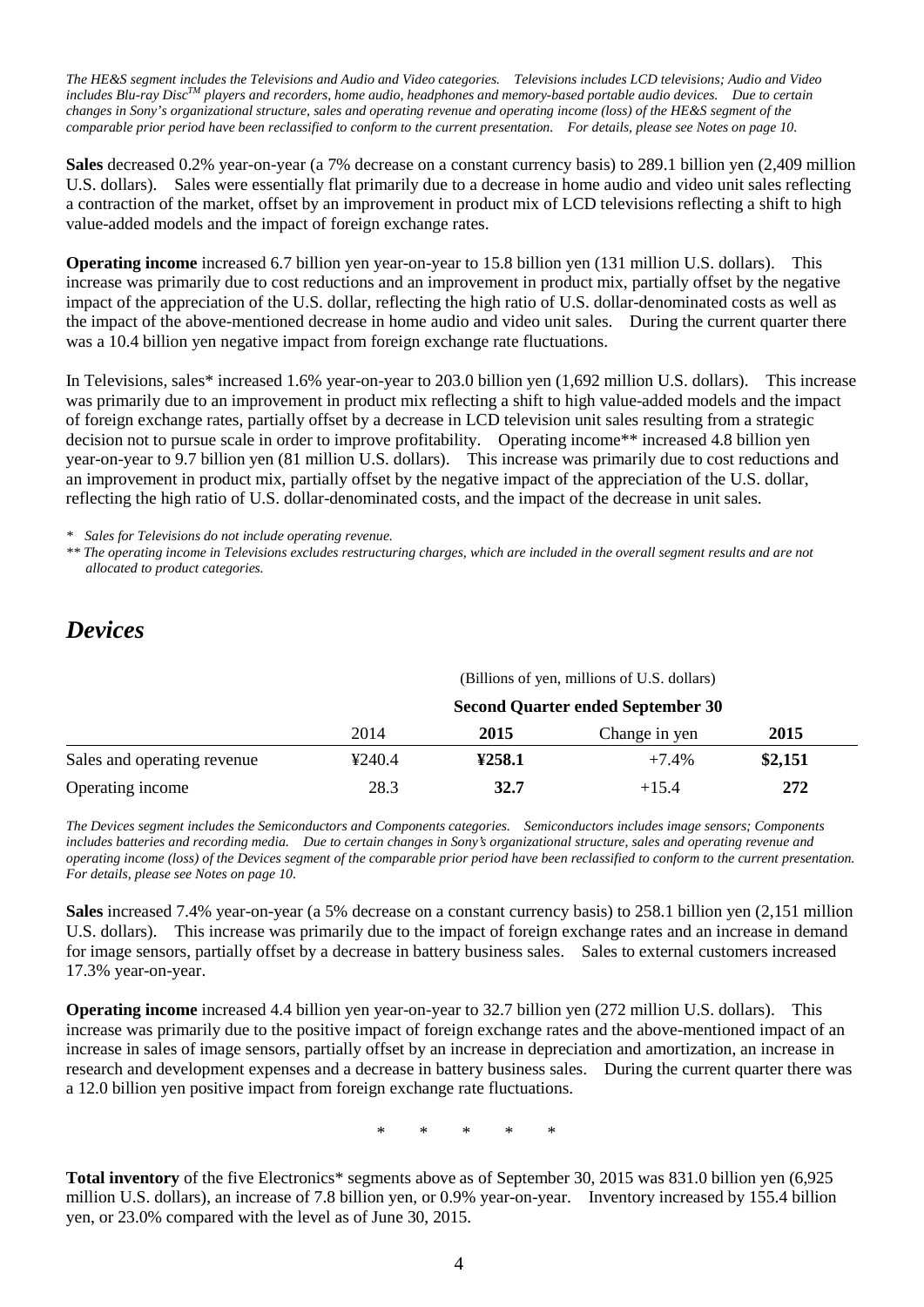*The HE&S segment includes the Televisions and Audio and Video categories. Televisions includes LCD televisions; Audio and Video includes Blu-ray Disc™ players and recorders, home audio, headphones and memory-based portable audio devices. Due to certain changes in Sony's organizational structure, sales and operating revenue and operating income (loss) of the HE&S segment of the comparable prior period have been reclassified to conform to the current presentation. For details, please see Notes on page 10.*

**Sales** decreased 0.2% year-on-year (a 7% decrease on a constant currency basis) to 289.1 billion yen (2,409 million U.S. dollars). Sales were essentially flat primarily due to a decrease in home audio and video unit sales reflecting a contraction of the market, offset by an improvement in product mix of LCD televisions reflecting a shift to high value-added models and the impact of foreign exchange rates.

**Operating income** increased 6.7 billion yen year-on-year to 15.8 billion yen (131 million U.S. dollars). This increase was primarily due to cost reductions and an improvement in product mix, partially offset by the negative impact of the appreciation of the U.S. dollar, reflecting the high ratio of U.S. dollar-denominated costs as well as the impact of the above-mentioned decrease in home audio and video unit sales. During the current quarter there was a 10.4 billion yen negative impact from foreign exchange rate fluctuations.

In Televisions, sales* increased 1.6% year-on-year to 203.0 billion yen (1,692 million U.S. dollars). This increase was primarily due to an improvement in product mix reflecting a shift to high value-added models and the impact of foreign exchange rates, partially offset by a decrease in LCD television unit sales resulting from a strategic decision not to pursue scale in order to improve profitability. Operating income** increased 4.8 billion yen year-on-year to 9.7 billion yen (81 million U.S. dollars). This increase was primarily due to cost reductions and an improvement in product mix, partially offset by the negative impact of the appreciation of the U.S. dollar, reflecting the high ratio of U.S. dollar-denominated costs, and the impact of the decrease in unit sales.

*\* Sales for Televisions do not include operating revenue.*
*\*\* The operating income in Televisions excludes restructuring charges, which are included in the overall segment results and are not allocated to product categories.*

## *Devices*

| | (Billions of yen, millions of U.S. dollars) | | | |
|---|---|---|---|---|
| | Second Quarter ended September 30 | | | |
| | 2014 | **2015** | Change in yen | **2015** |
| Sales and operating revenue | ¥240.4 | **¥258.1** | +7.4% | **$2,151** |
| Operating income | 28.3 | **32.7** | +15.4 | **272** |

*The Devices segment includes the Semiconductors and Components categories. Semiconductors includes image sensors; Components includes batteries and recording media. Due to certain changes in Sony's organizational structure, sales and operating revenue and operating income (loss) of the Devices segment of the comparable prior period have been reclassified to conform to the current presentation. For details, please see Notes on page 10.*

**Sales** increased 7.4% year-on-year (a 5% decrease on a constant currency basis) to 258.1 billion yen (2,151 million U.S. dollars). This increase was primarily due to the impact of foreign exchange rates and an increase in demand for image sensors, partially offset by a decrease in battery business sales. Sales to external customers increased 17.3% year-on-year.

**Operating income** increased 4.4 billion yen year-on-year to 32.7 billion yen (272 million U.S. dollars). This increase was primarily due to the positive impact of foreign exchange rates and the above-mentioned impact of an increase in sales of image sensors, partially offset by an increase in depreciation and amortization, an increase in research and development expenses and a decrease in battery business sales. During the current quarter there was a 12.0 billion yen positive impact from foreign exchange rate fluctuations.

\* \* \* \* \*

**Total inventory** of the five Electronics* segments above as of September 30, 2015 was 831.0 billion yen (6,925 million U.S. dollars), an increase of 7.8 billion yen, or 0.9% year-on-year. Inventory increased by 155.4 billion yen, or 23.0% compared with the level as of June 30, 2015.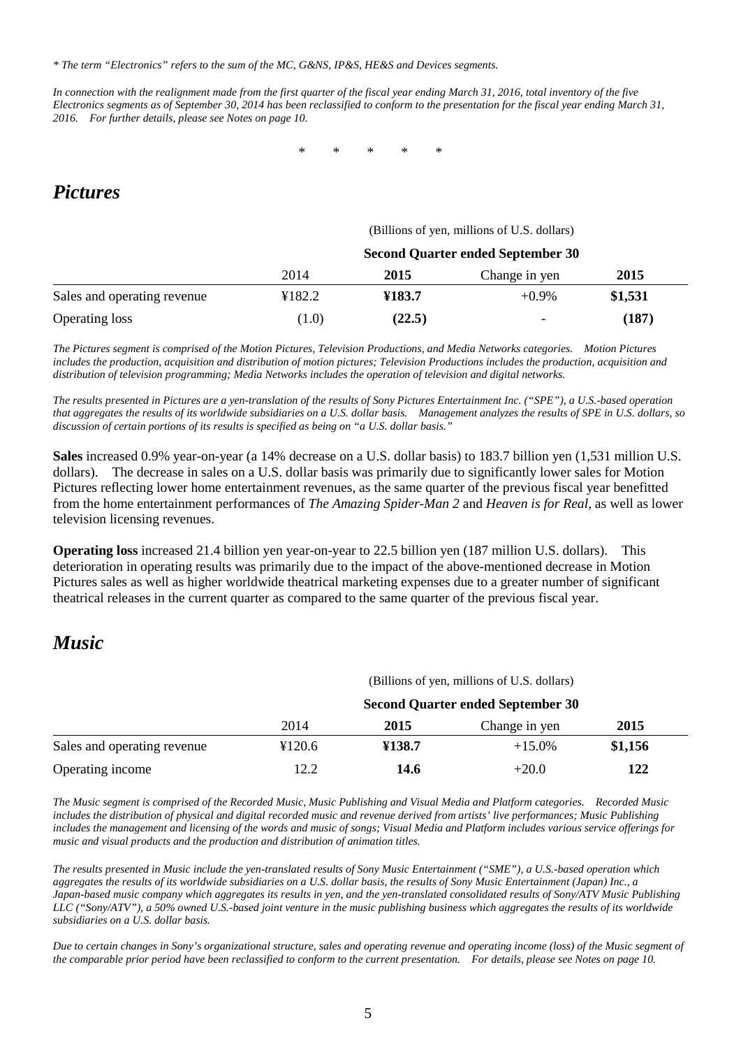*\* The term "Electronics" refers to the sum of the MC, G&NS, IP&S, HE&S and Devices segments.*

*In connection with the realignment made from the first quarter of the fiscal year ending March 31, 2016, total inventory of the five Electronics segments as of September 30, 2014 has been reclassified to conform to the presentation for the fiscal year ending March 31, 2016. For further details, please see Notes on page 10.*

\* \* \* \* \*

## *Pictures*

| | (Billions of yen, millions of U.S. dollars) | | | |
|---|---|---|---|---|
| | Second Quarter ended September 30 | | | |
| | 2014 | **2015** | Change in yen | **2015** |
| Sales and operating revenue | ¥182.2 | **¥183.7** | +0.9% | **$1,531** |
| Operating loss | (1.0) | **(22.5)** | - | **(187)** |

*The Pictures segment is comprised of the Motion Pictures, Television Productions, and Media Networks categories. Motion Pictures includes the production, acquisition and distribution of motion pictures; Television Productions includes the production, acquisition and distribution of television programming; Media Networks includes the operation of television and digital networks.*

*The results presented in Pictures are a yen-translation of the results of Sony Pictures Entertainment Inc. ("SPE"), a U.S.-based operation that aggregates the results of its worldwide subsidiaries on a U.S. dollar basis. Management analyzes the results of SPE in U.S. dollars, so discussion of certain portions of its results is specified as being on "a U.S. dollar basis."*

**Sales** increased 0.9% year-on-year (a 14% decrease on a U.S. dollar basis) to 183.7 billion yen (1,531 million U.S. dollars). The decrease in sales on a U.S. dollar basis was primarily due to significantly lower sales for Motion Pictures reflecting lower home entertainment revenues, as the same quarter of the previous fiscal year benefitted from the home entertainment performances of *The Amazing Spider-Man 2* and *Heaven is for Real*, as well as lower television licensing revenues.

**Operating loss** increased 21.4 billion yen year-on-year to 22.5 billion yen (187 million U.S. dollars). This deterioration in operating results was primarily due to the impact of the above-mentioned decrease in Motion Pictures sales as well as higher worldwide theatrical marketing expenses due to a greater number of significant theatrical releases in the current quarter as compared to the same quarter of the previous fiscal year.

## *Music*

| | (Billions of yen, millions of U.S. dollars) | | | |
|---|---|---|---|---|
| | Second Quarter ended September 30 | | | |
| | 2014 | **2015** | Change in yen | **2015** |
| Sales and operating revenue | ¥120.6 | **¥138.7** | +15.0% | **$1,156** |
| Operating income | 12.2 | **14.6** | +20.0 | **122** |

*The Music segment is comprised of the Recorded Music, Music Publishing and Visual Media and Platform categories. Recorded Music includes the distribution of physical and digital recorded music and revenue derived from artists' live performances; Music Publishing includes the management and licensing of the words and music of songs; Visual Media and Platform includes various service offerings for music and visual products and the production and distribution of animation titles.*

*The results presented in Music include the yen-translated results of Sony Music Entertainment ("SME"), a U.S.-based operation which aggregates the results of its worldwide subsidiaries on a U.S. dollar basis, the results of Sony Music Entertainment (Japan) Inc., a Japan-based music company which aggregates its results in yen, and the yen-translated consolidated results of Sony/ATV Music Publishing LLC ("Sony/ATV"), a 50% owned U.S.-based joint venture in the music publishing business which aggregates the results of its worldwide subsidiaries on a U.S. dollar basis.*

*Due to certain changes in Sony's organizational structure, sales and operating revenue and operating income (loss) of the Music segment of the comparable prior period have been reclassified to conform to the current presentation. For details, please see Notes on page 10.*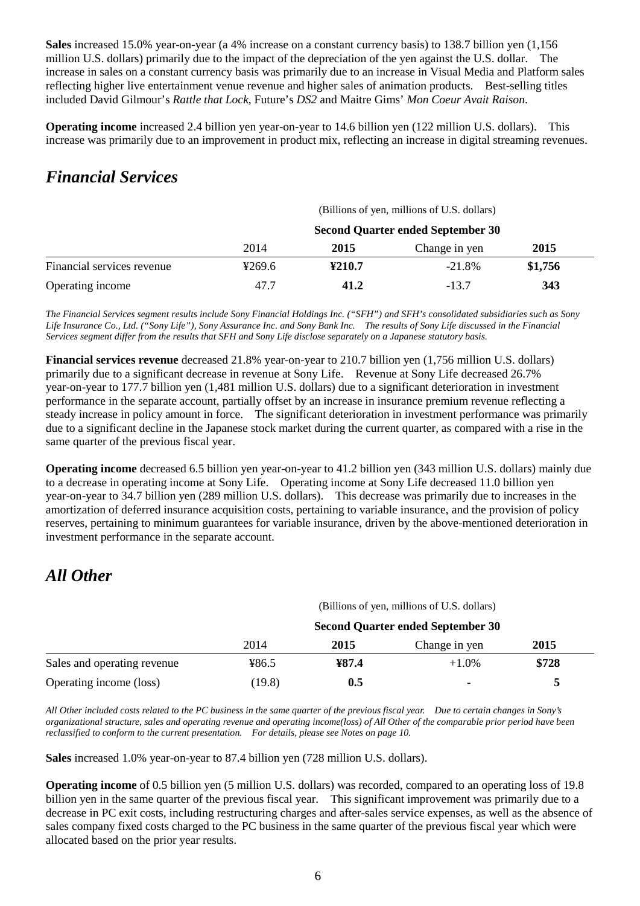**Sales** increased 15.0% year-on-year (a 4% increase on a constant currency basis) to 138.7 billion yen (1,156 million U.S. dollars) primarily due to the impact of the depreciation of the yen against the U.S. dollar. The increase in sales on a constant currency basis was primarily due to an increase in Visual Media and Platform sales reflecting higher live entertainment venue revenue and higher sales of animation products. Best-selling titles included David Gilmour's *Rattle that Lock*, Future's *DS2* and Maitre Gims' *Mon Coeur Avait Raison*.

**Operating income** increased 2.4 billion yen year-on-year to 14.6 billion yen (122 million U.S. dollars). This increase was primarily due to an improvement in product mix, reflecting an increase in digital streaming revenues.

## *Financial Services*

| | (Billions of yen, millions of U.S. dollars) | | | |
|---|---|---|---|---|
| | **Second Quarter ended September 30** | | | |
| | 2014 | **2015** | Change in yen | **2015** |
| Financial services revenue | ¥269.6 | **¥210.7** | -21.8% | **$1,756** |
| Operating income | 47.7 | **41.2** | -13.7 | **343** |

*The Financial Services segment results include Sony Financial Holdings Inc. ("SFH") and SFH's consolidated subsidiaries such as Sony Life Insurance Co., Ltd. ("Sony Life"), Sony Assurance Inc. and Sony Bank Inc. The results of Sony Life discussed in the Financial Services segment differ from the results that SFH and Sony Life disclose separately on a Japanese statutory basis.*

**Financial services revenue** decreased 21.8% year-on-year to 210.7 billion yen (1,756 million U.S. dollars) primarily due to a significant decrease in revenue at Sony Life. Revenue at Sony Life decreased 26.7% year-on-year to 177.7 billion yen (1,481 million U.S. dollars) due to a significant deterioration in investment performance in the separate account, partially offset by an increase in insurance premium revenue reflecting a steady increase in policy amount in force. The significant deterioration in investment performance was primarily due to a significant decline in the Japanese stock market during the current quarter, as compared with a rise in the same quarter of the previous fiscal year.

**Operating income** decreased 6.5 billion yen year-on-year to 41.2 billion yen (343 million U.S. dollars) mainly due to a decrease in operating income at Sony Life. Operating income at Sony Life decreased 11.0 billion yen year-on-year to 34.7 billion yen (289 million U.S. dollars). This decrease was primarily due to increases in the amortization of deferred insurance acquisition costs, pertaining to variable insurance, and the provision of policy reserves, pertaining to minimum guarantees for variable insurance, driven by the above-mentioned deterioration in investment performance in the separate account.

## *All Other*

| | (Billions of yen, millions of U.S. dollars) | | | |
|---|---|---|---|---|
| | **Second Quarter ended September 30** | | | |
| | 2014 | **2015** | Change in yen | **2015** |
| Sales and operating revenue | ¥86.5 | **¥87.4** | +1.0% | **$728** |
| Operating income (loss) | (19.8) | **0.5** | - | **5** |

*All Other included costs related to the PC business in the same quarter of the previous fiscal year. Due to certain changes in Sony's organizational structure, sales and operating revenue and operating income(loss) of All Other of the comparable prior period have been reclassified to conform to the current presentation. For details, please see Notes on page 10.*

**Sales** increased 1.0% year-on-year to 87.4 billion yen (728 million U.S. dollars).

**Operating income** of 0.5 billion yen (5 million U.S. dollars) was recorded, compared to an operating loss of 19.8 billion yen in the same quarter of the previous fiscal year. This significant improvement was primarily due to a decrease in PC exit costs, including restructuring charges and after-sales service expenses, as well as the absence of sales company fixed costs charged to the PC business in the same quarter of the previous fiscal year which were allocated based on the prior year results.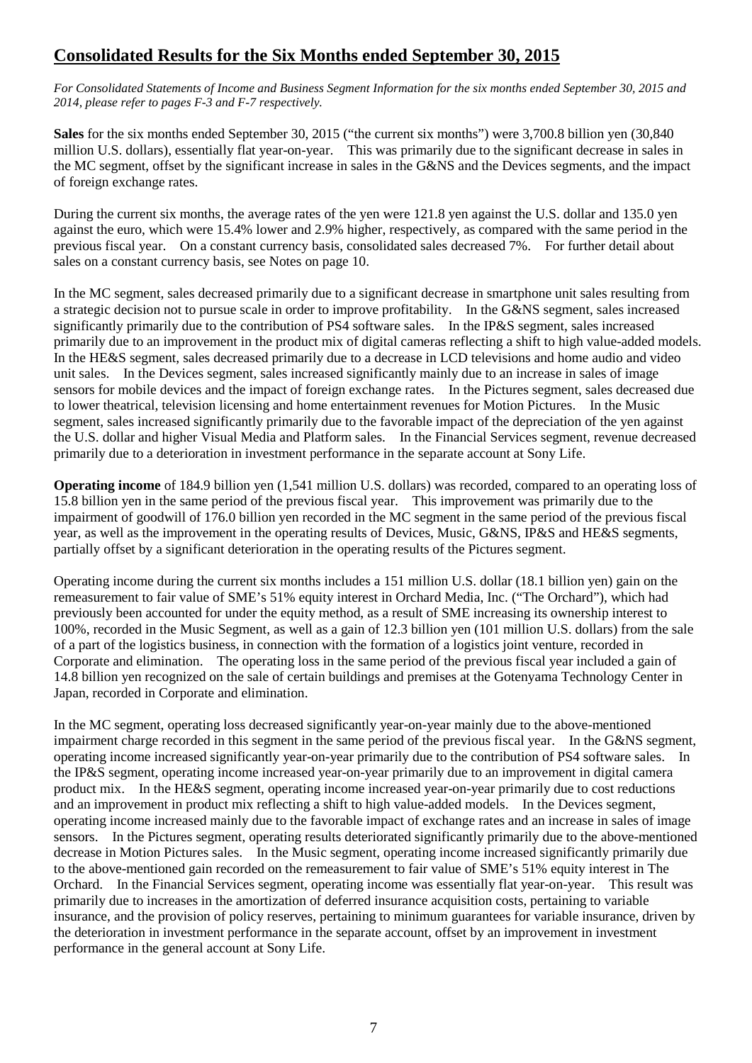## Consolidated Results for the Six Months ended September 30, 2015

*For Consolidated Statements of Income and Business Segment Information for the six months ended September 30, 2015 and 2014, please refer to pages F-3 and F-7 respectively.*

**Sales** for the six months ended September 30, 2015 ("the current six months") were 3,700.8 billion yen (30,840 million U.S. dollars), essentially flat year-on-year. This was primarily due to the significant decrease in sales in the MC segment, offset by the significant increase in sales in the G&NS and the Devices segments, and the impact of foreign exchange rates.

During the current six months, the average rates of the yen were 121.8 yen against the U.S. dollar and 135.0 yen against the euro, which were 15.4% lower and 2.9% higher, respectively, as compared with the same period in the previous fiscal year. On a constant currency basis, consolidated sales decreased 7%. For further detail about sales on a constant currency basis, see Notes on page 10.

In the MC segment, sales decreased primarily due to a significant decrease in smartphone unit sales resulting from a strategic decision not to pursue scale in order to improve profitability. In the G&NS segment, sales increased significantly primarily due to the contribution of PS4 software sales. In the IP&S segment, sales increased primarily due to an improvement in the product mix of digital cameras reflecting a shift to high value-added models. In the HE&S segment, sales decreased primarily due to a decrease in LCD televisions and home audio and video unit sales. In the Devices segment, sales increased significantly mainly due to an increase in sales of image sensors for mobile devices and the impact of foreign exchange rates. In the Pictures segment, sales decreased due to lower theatrical, television licensing and home entertainment revenues for Motion Pictures. In the Music segment, sales increased significantly primarily due to the favorable impact of the depreciation of the yen against the U.S. dollar and higher Visual Media and Platform sales. In the Financial Services segment, revenue decreased primarily due to a deterioration in investment performance in the separate account at Sony Life.

**Operating income** of 184.9 billion yen (1,541 million U.S. dollars) was recorded, compared to an operating loss of 15.8 billion yen in the same period of the previous fiscal year. This improvement was primarily due to the impairment of goodwill of 176.0 billion yen recorded in the MC segment in the same period of the previous fiscal year, as well as the improvement in the operating results of Devices, Music, G&NS, IP&S and HE&S segments, partially offset by a significant deterioration in the operating results of the Pictures segment.

Operating income during the current six months includes a 151 million U.S. dollar (18.1 billion yen) gain on the remeasurement to fair value of SME's 51% equity interest in Orchard Media, Inc. ("The Orchard"), which had previously been accounted for under the equity method, as a result of SME increasing its ownership interest to 100%, recorded in the Music Segment, as well as a gain of 12.3 billion yen (101 million U.S. dollars) from the sale of a part of the logistics business, in connection with the formation of a logistics joint venture, recorded in Corporate and elimination. The operating loss in the same period of the previous fiscal year included a gain of 14.8 billion yen recognized on the sale of certain buildings and premises at the Gotenyama Technology Center in Japan, recorded in Corporate and elimination.

In the MC segment, operating loss decreased significantly year-on-year mainly due to the above-mentioned impairment charge recorded in this segment in the same period of the previous fiscal year. In the G&NS segment, operating income increased significantly year-on-year primarily due to the contribution of PS4 software sales. In the IP&S segment, operating income increased year-on-year primarily due to an improvement in digital camera product mix. In the HE&S segment, operating income increased year-on-year primarily due to cost reductions and an improvement in product mix reflecting a shift to high value-added models. In the Devices segment, operating income increased mainly due to the favorable impact of exchange rates and an increase in sales of image sensors. In the Pictures segment, operating results deteriorated significantly primarily due to the above-mentioned decrease in Motion Pictures sales. In the Music segment, operating income increased significantly primarily due to the above-mentioned gain recorded on the remeasurement to fair value of SME's 51% equity interest in The Orchard. In the Financial Services segment, operating income was essentially flat year-on-year. This result was primarily due to increases in the amortization of deferred insurance acquisition costs, pertaining to variable insurance, and the provision of policy reserves, pertaining to minimum guarantees for variable insurance, driven by the deterioration in investment performance in the separate account, offset by an improvement in investment performance in the general account at Sony Life.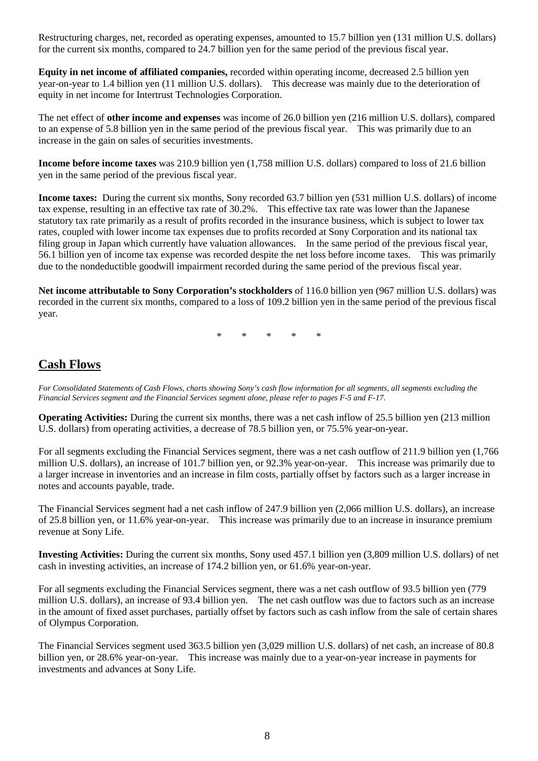Restructuring charges, net, recorded as operating expenses, amounted to 15.7 billion yen (131 million U.S. dollars) for the current six months, compared to 24.7 billion yen for the same period of the previous fiscal year.

**Equity in net income of affiliated companies,** recorded within operating income, decreased 2.5 billion yen year-on-year to 1.4 billion yen (11 million U.S. dollars). This decrease was mainly due to the deterioration of equity in net income for Intertrust Technologies Corporation.

The net effect of **other income and expenses** was income of 26.0 billion yen (216 million U.S. dollars), compared to an expense of 5.8 billion yen in the same period of the previous fiscal year. This was primarily due to an increase in the gain on sales of securities investments.

**Income before income taxes** was 210.9 billion yen (1,758 million U.S. dollars) compared to loss of 21.6 billion yen in the same period of the previous fiscal year.

**Income taxes:** During the current six months, Sony recorded 63.7 billion yen (531 million U.S. dollars) of income tax expense, resulting in an effective tax rate of 30.2%. This effective tax rate was lower than the Japanese statutory tax rate primarily as a result of profits recorded in the insurance business, which is subject to lower tax rates, coupled with lower income tax expenses due to profits recorded at Sony Corporation and its national tax filing group in Japan which currently have valuation allowances. In the same period of the previous fiscal year, 56.1 billion yen of income tax expense was recorded despite the net loss before income taxes. This was primarily due to the nondeductible goodwill impairment recorded during the same period of the previous fiscal year.

**Net income attributable to Sony Corporation's stockholders** of 116.0 billion yen (967 million U.S. dollars) was recorded in the current six months, compared to a loss of 109.2 billion yen in the same period of the previous fiscal year.

\* \* \* \* \*

## Cash Flows

*For Consolidated Statements of Cash Flows, charts showing Sony's cash flow information for all segments, all segments excluding the Financial Services segment and the Financial Services segment alone, please refer to pages F-5 and F-17.*

**Operating Activities:** During the current six months, there was a net cash inflow of 25.5 billion yen (213 million U.S. dollars) from operating activities, a decrease of 78.5 billion yen, or 75.5% year-on-year.

For all segments excluding the Financial Services segment, there was a net cash outflow of 211.9 billion yen (1,766 million U.S. dollars), an increase of 101.7 billion yen, or 92.3% year-on-year. This increase was primarily due to a larger increase in inventories and an increase in film costs, partially offset by factors such as a larger increase in notes and accounts payable, trade.

The Financial Services segment had a net cash inflow of 247.9 billion yen (2,066 million U.S. dollars), an increase of 25.8 billion yen, or 11.6% year-on-year. This increase was primarily due to an increase in insurance premium revenue at Sony Life.

**Investing Activities:** During the current six months, Sony used 457.1 billion yen (3,809 million U.S. dollars) of net cash in investing activities, an increase of 174.2 billion yen, or 61.6% year-on-year.

For all segments excluding the Financial Services segment, there was a net cash outflow of 93.5 billion yen (779 million U.S. dollars), an increase of 93.4 billion yen. The net cash outflow was due to factors such as an increase in the amount of fixed asset purchases, partially offset by factors such as cash inflow from the sale of certain shares of Olympus Corporation.

The Financial Services segment used 363.5 billion yen (3,029 million U.S. dollars) of net cash, an increase of 80.8 billion yen, or 28.6% year-on-year. This increase was mainly due to a year-on-year increase in payments for investments and advances at Sony Life.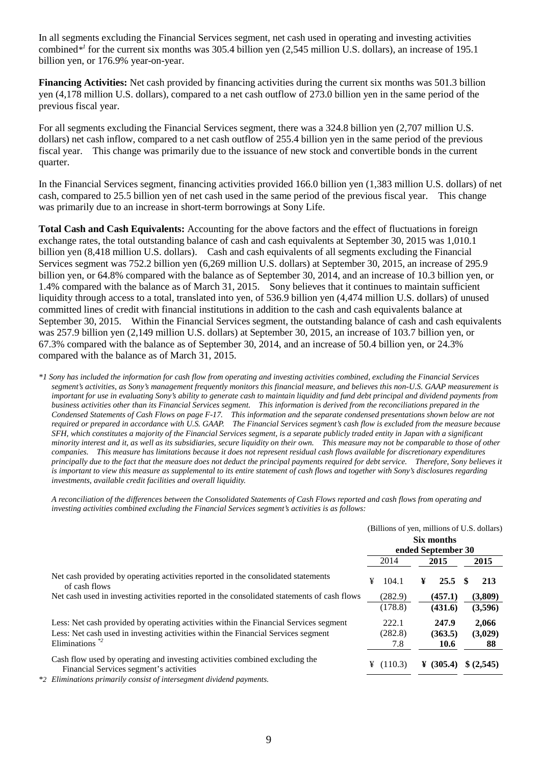In all segments excluding the Financial Services segment, net cash used in operating and investing activities combined*[1] for the current six months was 305.4 billion yen (2,545 million U.S. dollars), an increase of 195.1 billion yen, or 176.9% year-on-year.

**Financing Activities:** Net cash provided by financing activities during the current six months was 501.3 billion yen (4,178 million U.S. dollars), compared to a net cash outflow of 273.0 billion yen in the same period of the previous fiscal year.

For all segments excluding the Financial Services segment, there was a 324.8 billion yen (2,707 million U.S. dollars) net cash inflow, compared to a net cash outflow of 255.4 billion yen in the same period of the previous fiscal year. This change was primarily due to the issuance of new stock and convertible bonds in the current quarter.

In the Financial Services segment, financing activities provided 166.0 billion yen (1,383 million U.S. dollars) of net cash, compared to 25.5 billion yen of net cash used in the same period of the previous fiscal year. This change was primarily due to an increase in short-term borrowings at Sony Life.

**Total Cash and Cash Equivalents:** Accounting for the above factors and the effect of fluctuations in foreign exchange rates, the total outstanding balance of cash and cash equivalents at September 30, 2015 was 1,010.1 billion yen (8,418 million U.S. dollars). Cash and cash equivalents of all segments excluding the Financial Services segment was 752.2 billion yen (6,269 million U.S. dollars) at September 30, 2015, an increase of 295.9 billion yen, or 64.8% compared with the balance as of September 30, 2014, and an increase of 10.3 billion yen, or 1.4% compared with the balance as of March 31, 2015. Sony believes that it continues to maintain sufficient liquidity through access to a total, translated into yen, of 536.9 billion yen (4,474 million U.S. dollars) of unused committed lines of credit with financial institutions in addition to the cash and cash equivalents balance at September 30, 2015. Within the Financial Services segment, the outstanding balance of cash and cash equivalents was 257.9 billion yen (2,149 million U.S. dollars) at September 30, 2015, an increase of 103.7 billion yen, or 67.3% compared with the balance as of September 30, 2014, and an increase of 50.4 billion yen, or 24.3% compared with the balance as of March 31, 2015.

*\*1 Sony has included the information for cash flow from operating and investing activities combined, excluding the Financial Services segment's activities, as Sony's management frequently monitors this financial measure, and believes this non-U.S. GAAP measurement is important for use in evaluating Sony's ability to generate cash to maintain liquidity and fund debt principal and dividend payments from business activities other than its Financial Services segment. This information is derived from the reconciliations prepared in the Condensed Statements of Cash Flows on page F-17. This information and the separate condensed presentations shown below are not required or prepared in accordance with U.S. GAAP. The Financial Services segment's cash flow is excluded from the measure because SFH, which constitutes a majority of the Financial Services segment, is a separate publicly traded entity in Japan with a significant minority interest and it, as well as its subsidiaries, secure liquidity on their own. This measure may not be comparable to those of other companies. This measure has limitations because it does not represent residual cash flows available for discretionary expenditures principally due to the fact that the measure does not deduct the principal payments required for debt service. Therefore, Sony believes it is important to view this measure as supplemental to its entire statement of cash flows and together with Sony's disclosures regarding investments, available credit facilities and overall liquidity.*

*A reconciliation of the differences between the Consolidated Statements of Cash Flows reported and cash flows from operating and investing activities combined excluding the Financial Services segment's activities is as follows:*

(Billions of yen, millions of U.S. dollars)

| | Six months ended September 30 | | |
|---|---|---|---|
| | 2014 | **2015** | **2015** |
| Net cash provided by operating activities reported in the consolidated statements of cash flows | ¥ 104.1 | ¥ **25.5** | $ **213** |
| Net cash used in investing activities reported in the consolidated statements of cash flows | (282.9) | **(457.1)** | **(3,809)** |
| | (178.8) | **(431.6)** | **(3,596)** |
| Less: Net cash provided by operating activities within the Financial Services segment | 222.1 | **247.9** | **2,066** |
| Less: Net cash used in investing activities within the Financial Services segment | (282.8) | **(363.5)** | **(3,029)** |
| Eliminations *2 | 7.8 | **10.6** | **88** |
| Cash flow used by operating and investing activities combined excluding the Financial Services segment's activities | ¥ (110.3) | **¥ (305.4)** | **$ (2,545)** |

*\*2 Eliminations primarily consist of intersegment dividend payments.*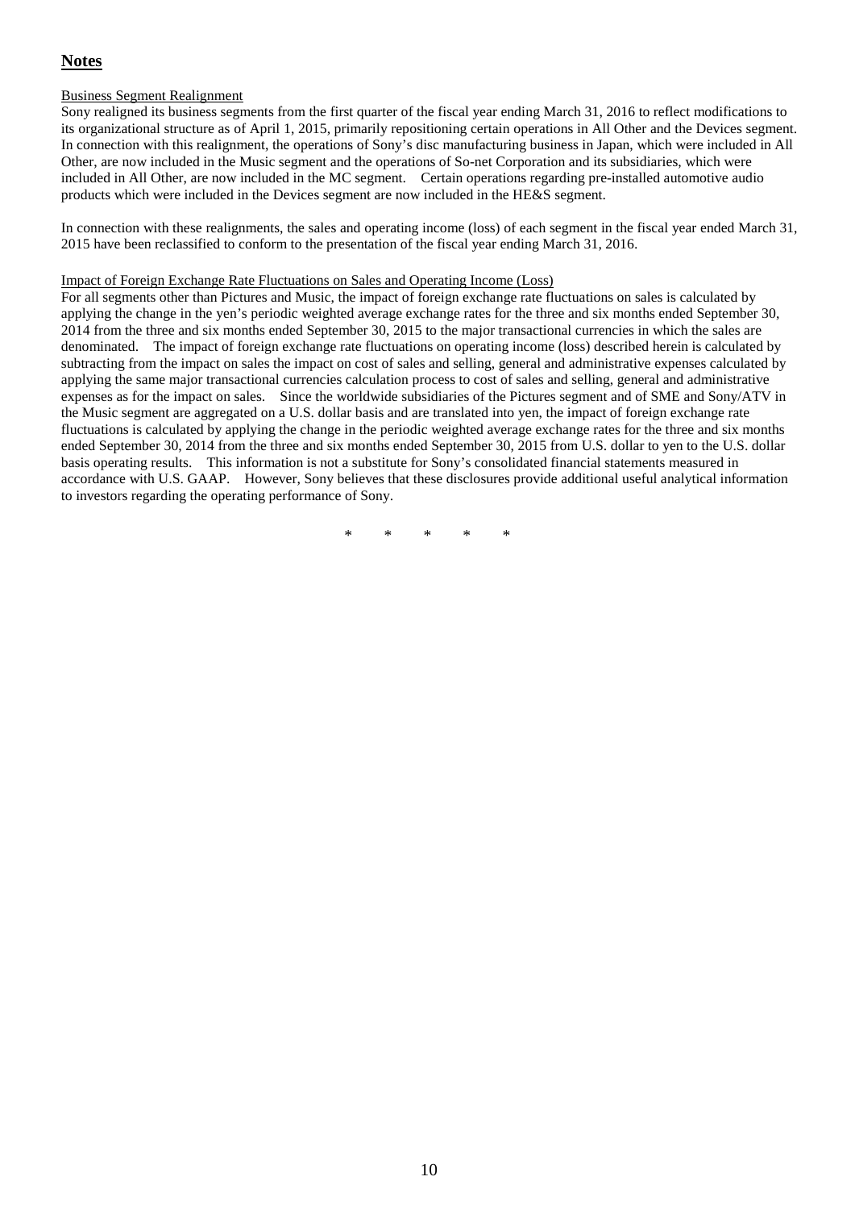## Notes

Business Segment Realignment

Sony realigned its business segments from the first quarter of the fiscal year ending March 31, 2016 to reflect modifications to its organizational structure as of April 1, 2015, primarily repositioning certain operations in All Other and the Devices segment. In connection with this realignment, the operations of Sony's disc manufacturing business in Japan, which were included in All Other, are now included in the Music segment and the operations of So-net Corporation and its subsidiaries, which were included in All Other, are now included in the MC segment. Certain operations regarding pre-installed automotive audio products which were included in the Devices segment are now included in the HE&S segment.

In connection with these realignments, the sales and operating income (loss) of each segment in the fiscal year ended March 31, 2015 have been reclassified to conform to the presentation of the fiscal year ending March 31, 2016.

Impact of Foreign Exchange Rate Fluctuations on Sales and Operating Income (Loss)

For all segments other than Pictures and Music, the impact of foreign exchange rate fluctuations on sales is calculated by applying the change in the yen's periodic weighted average exchange rates for the three and six months ended September 30, 2014 from the three and six months ended September 30, 2015 to the major transactional currencies in which the sales are denominated. The impact of foreign exchange rate fluctuations on operating income (loss) described herein is calculated by subtracting from the impact on sales the impact on cost of sales and selling, general and administrative expenses calculated by applying the same major transactional currencies calculation process to cost of sales and selling, general and administrative expenses as for the impact on sales. Since the worldwide subsidiaries of the Pictures segment and of SME and Sony/ATV in the Music segment are aggregated on a U.S. dollar basis and are translated into yen, the impact of foreign exchange rate fluctuations is calculated by applying the change in the periodic weighted average exchange rates for the three and six months ended September 30, 2014 from the three and six months ended September 30, 2015 from U.S. dollar to yen to the U.S. dollar basis operating results. This information is not a substitute for Sony's consolidated financial statements measured in accordance with U.S. GAAP. However, Sony believes that these disclosures provide additional useful analytical information to investors regarding the operating performance of Sony.

\* \* \* \* \*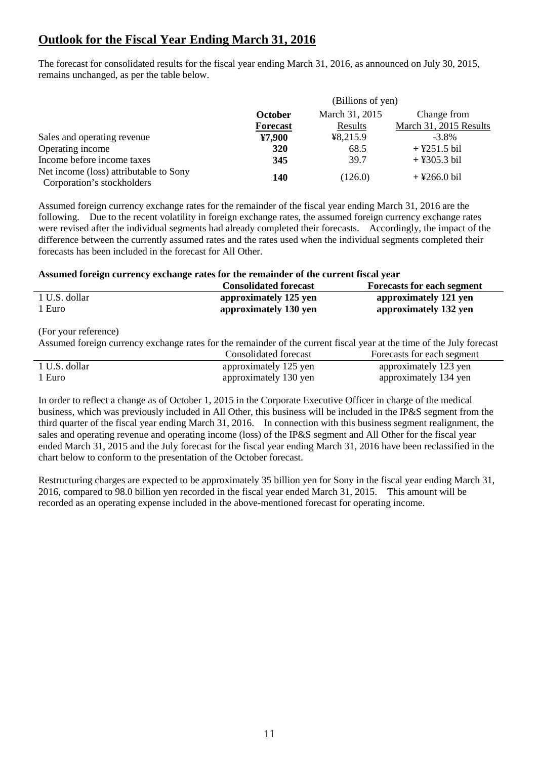## Outlook for the Fiscal Year Ending March 31, 2016

The forecast for consolidated results for the fiscal year ending March 31, 2016, as announced on July 30, 2015, remains unchanged, as per the table below.

| | (Billions of yen) | | |
|---|---|---|---|
| | **October Forecast** | March 31, 2015 Results | Change from March 31, 2015 Results |
| Sales and operating revenue | **¥7,900** | ¥8,215.9 | -3.8% |
| Operating income | **320** | 68.5 | + ¥251.5 bil |
| Income before income taxes | **345** | 39.7 | + ¥305.3 bil |
| Net income (loss) attributable to Sony Corporation's stockholders | **140** | (126.0) | + ¥266.0 bil |

Assumed foreign currency exchange rates for the remainder of the fiscal year ending March 31, 2016 are the following. Due to the recent volatility in foreign exchange rates, the assumed foreign currency exchange rates were revised after the individual segments had already completed their forecasts. Accordingly, the impact of the difference between the currently assumed rates and the rates used when the individual segments completed their forecasts has been included in the forecast for All Other.

**Assumed foreign currency exchange rates for the remainder of the current fiscal year**

| | **Consolidated forecast** | **Forecasts for each segment** |
|---|---|---|
| 1 U.S. dollar | **approximately 125 yen** | **approximately 121 yen** |
| 1 Euro | **approximately 130 yen** | **approximately 132 yen** |

(For your reference)

Assumed foreign currency exchange rates for the remainder of the current fiscal year at the time of the July forecast

| | Consolidated forecast | Forecasts for each segment |
|---|---|---|
| 1 U.S. dollar | approximately 125 yen | approximately 123 yen |
| 1 Euro | approximately 130 yen | approximately 134 yen |

In order to reflect a change as of October 1, 2015 in the Corporate Executive Officer in charge of the medical business, which was previously included in All Other, this business will be included in the IP&S segment from the third quarter of the fiscal year ending March 31, 2016. In connection with this business segment realignment, the sales and operating revenue and operating income (loss) of the IP&S segment and All Other for the fiscal year ended March 31, 2015 and the July forecast for the fiscal year ending March 31, 2016 have been reclassified in the chart below to conform to the presentation of the October forecast.

Restructuring charges are expected to be approximately 35 billion yen for Sony in the fiscal year ending March 31, 2016, compared to 98.0 billion yen recorded in the fiscal year ended March 31, 2015. This amount will be recorded as an operating expense included in the above-mentioned forecast for operating income.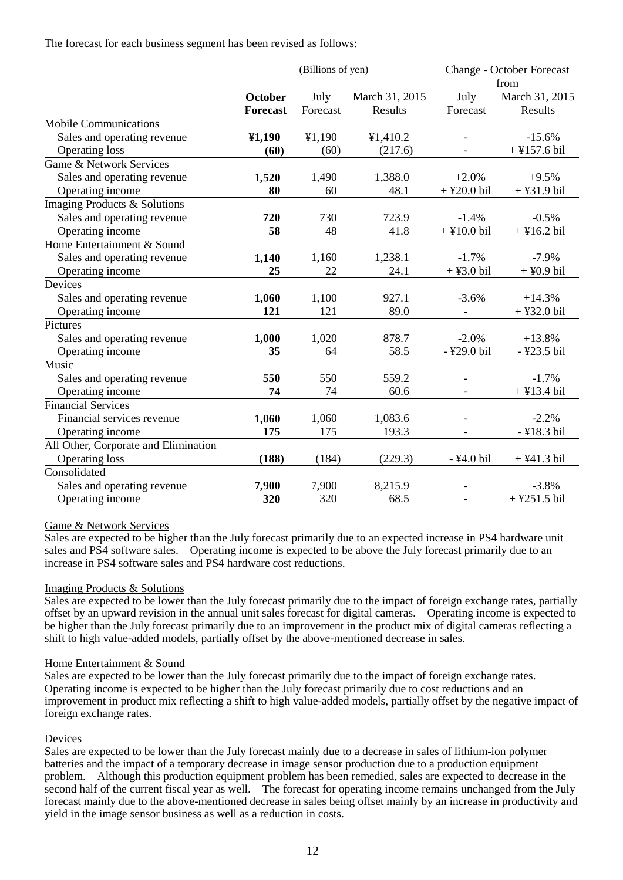The forecast for each business segment has been revised as follows:

| | (Billions of yen) | | | Change - October Forecast from | |
|---|---|---|---|---|---|
| | **October Forecast** | July Forecast | March 31, 2015 Results | July Forecast | March 31, 2015 Results |
| Mobile Communications | | | | | |
| Sales and operating revenue | **¥1,190** | ¥1,190 | ¥1,410.2 | - | -15.6% |
| Operating loss | **(60)** | (60) | (217.6) | - | + ¥157.6 bil |
| Game & Network Services | | | | | |
| Sales and operating revenue | **1,520** | 1,490 | 1,388.0 | +2.0% | +9.5% |
| Operating income | **80** | 60 | 48.1 | + ¥20.0 bil | + ¥31.9 bil |
| Imaging Products & Solutions | | | | | |
| Sales and operating revenue | **720** | 730 | 723.9 | -1.4% | -0.5% |
| Operating income | **58** | 48 | 41.8 | + ¥10.0 bil | + ¥16.2 bil |
| Home Entertainment & Sound | | | | | |
| Sales and operating revenue | **1,140** | 1,160 | 1,238.1 | -1.7% | -7.9% |
| Operating income | **25** | 22 | 24.1 | + ¥3.0 bil | + ¥0.9 bil |
| Devices | | | | | |
| Sales and operating revenue | **1,060** | 1,100 | 927.1 | -3.6% | +14.3% |
| Operating income | **121** | 121 | 89.0 | - | + ¥32.0 bil |
| Pictures | | | | | |
| Sales and operating revenue | **1,000** | 1,020 | 878.7 | -2.0% | +13.8% |
| Operating income | **35** | 64 | 58.5 | - ¥29.0 bil | - ¥23.5 bil |
| Music | | | | | |
| Sales and operating revenue | **550** | 550 | 559.2 | - | -1.7% |
| Operating income | **74** | 74 | 60.6 | - | + ¥13.4 bil |
| Financial Services | | | | | |
| Financial services revenue | **1,060** | 1,060 | 1,083.6 | - | -2.2% |
| Operating income | **175** | 175 | 193.3 | - | - ¥18.3 bil |
| All Other, Corporate and Elimination | | | | | |
| Operating loss | **(188)** | (184) | (229.3) | - ¥4.0 bil | + ¥41.3 bil |
| Consolidated | | | | | |
| Sales and operating revenue | **7,900** | 7,900 | 8,215.9 | - | -3.8% |
| Operating income | **320** | 320 | 68.5 | - | + ¥251.5 bil |

Game & Network Services

Sales are expected to be higher than the July forecast primarily due to an expected increase in PS4 hardware unit sales and PS4 software sales. Operating income is expected to be above the July forecast primarily due to an increase in PS4 software sales and PS4 hardware cost reductions.

Imaging Products & Solutions

Sales are expected to be lower than the July forecast primarily due to the impact of foreign exchange rates, partially offset by an upward revision in the annual unit sales forecast for digital cameras. Operating income is expected to be higher than the July forecast primarily due to an improvement in the product mix of digital cameras reflecting a shift to high value-added models, partially offset by the above-mentioned decrease in sales.

Home Entertainment & Sound

Sales are expected to be lower than the July forecast primarily due to the impact of foreign exchange rates. Operating income is expected to be higher than the July forecast primarily due to cost reductions and an improvement in product mix reflecting a shift to high value-added models, partially offset by the negative impact of foreign exchange rates.

Devices

Sales are expected to be lower than the July forecast mainly due to a decrease in sales of lithium-ion polymer batteries and the impact of a temporary decrease in image sensor production due to a production equipment problem. Although this production equipment problem has been remedied, sales are expected to decrease in the second half of the current fiscal year as well. The forecast for operating income remains unchanged from the July forecast mainly due to the above-mentioned decrease in sales being offset mainly by an increase in productivity and yield in the image sensor business as well as a reduction in costs.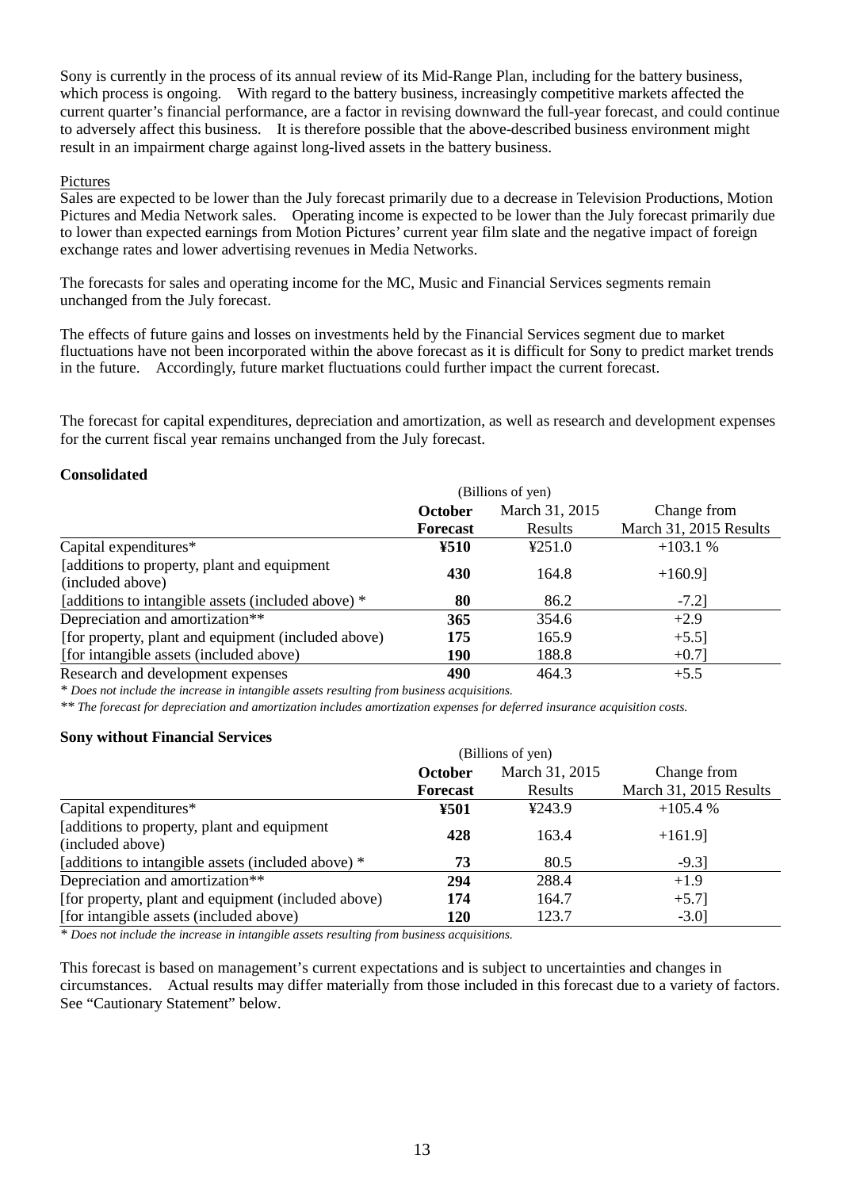Sony is currently in the process of its annual review of its Mid-Range Plan, including for the battery business, which process is ongoing. With regard to the battery business, increasingly competitive markets affected the current quarter's financial performance, are a factor in revising downward the full-year forecast, and could continue to adversely affect this business. It is therefore possible that the above-described business environment might result in an impairment charge against long-lived assets in the battery business.

Pictures

Sales are expected to be lower than the July forecast primarily due to a decrease in Television Productions, Motion Pictures and Media Network sales. Operating income is expected to be lower than the July forecast primarily due to lower than expected earnings from Motion Pictures' current year film slate and the negative impact of foreign exchange rates and lower advertising revenues in Media Networks.

The forecasts for sales and operating income for the MC, Music and Financial Services segments remain unchanged from the July forecast.

The effects of future gains and losses on investments held by the Financial Services segment due to market fluctuations have not been incorporated within the above forecast as it is difficult for Sony to predict market trends in the future. Accordingly, future market fluctuations could further impact the current forecast.

The forecast for capital expenditures, depreciation and amortization, as well as research and development expenses for the current fiscal year remains unchanged from the July forecast.

**Consolidated**

| | (Billions of yen) | | |
|---|---|---|---|
| | **October Forecast** | March 31, 2015 Results | Change from March 31, 2015 Results |
| Capital expenditures* | **¥510** | ¥251.0 | +103.1 % |
| [additions to property, plant and equipment (included above) | **430** | 164.8 | +160.9] |
| [additions to intangible assets (included above) * | **80** | 86.2 | -7.2] |
| Depreciation and amortization** | **365** | 354.6 | +2.9 |
| [for property, plant and equipment (included above) | **175** | 165.9 | +5.5] |
| [for intangible assets (included above) | **190** | 188.8 | +0.7] |
| Research and development expenses | **490** | 464.3 | +5.5 |

*\* Does not include the increase in intangible assets resulting from business acquisitions.*

*\*\* The forecast for depreciation and amortization includes amortization expenses for deferred insurance acquisition costs.*

**Sony without Financial Services**

| | (Billions of yen) | | |
|---|---|---|---|
| | **October Forecast** | March 31, 2015 Results | Change from March 31, 2015 Results |
| Capital expenditures* | **¥501** | ¥243.9 | +105.4 % |
| [additions to property, plant and equipment (included above) | **428** | 163.4 | +161.9] |
| [additions to intangible assets (included above) * | **73** | 80.5 | -9.3] |
| Depreciation and amortization** | **294** | 288.4 | +1.9 |
| [for property, plant and equipment (included above) | **174** | 164.7 | +5.7] |
| [for intangible assets (included above) | **120** | 123.7 | -3.0] |

*\* Does not include the increase in intangible assets resulting from business acquisitions.*

This forecast is based on management's current expectations and is subject to uncertainties and changes in circumstances. Actual results may differ materially from those included in this forecast due to a variety of factors. See "Cautionary Statement" below.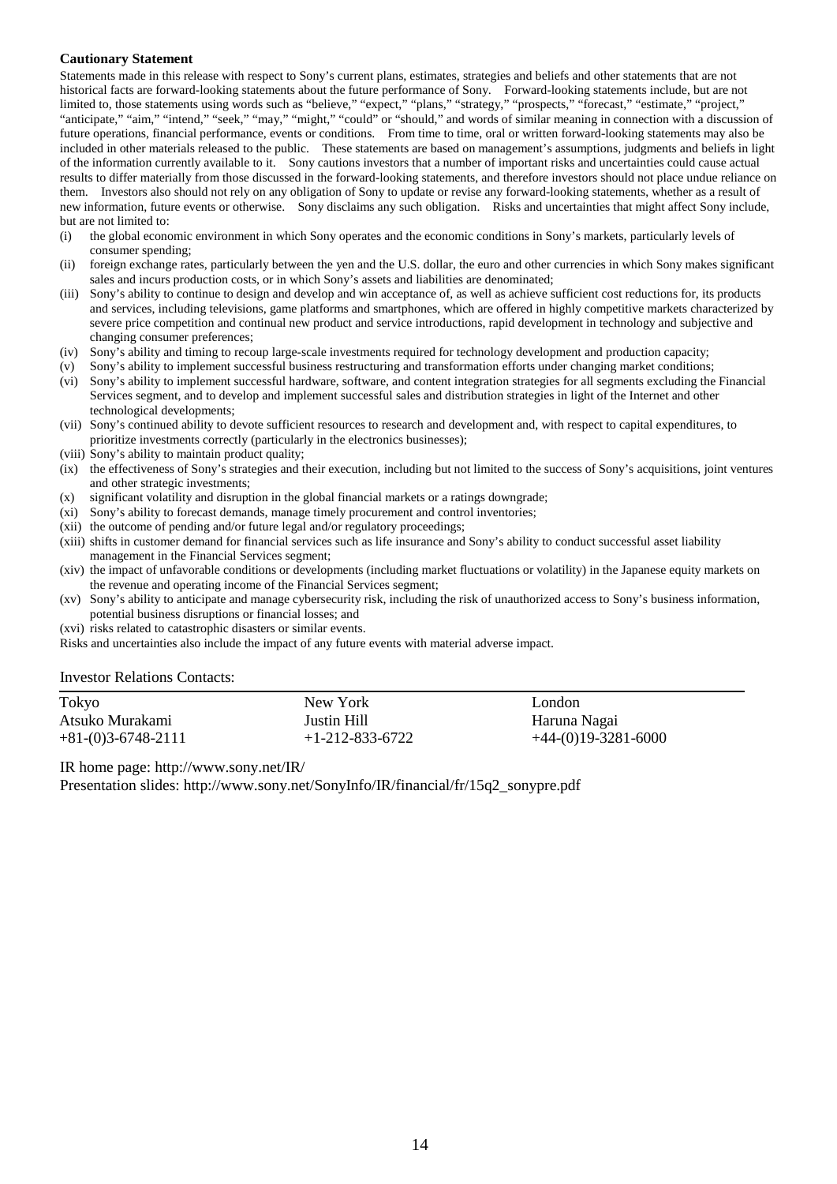**Cautionary Statement**

Statements made in this release with respect to Sony's current plans, estimates, strategies and beliefs and other statements that are not historical facts are forward-looking statements about the future performance of Sony. Forward-looking statements include, but are not limited to, those statements using words such as "believe," "expect," "plans," "strategy," "prospects," "forecast," "estimate," "project," "anticipate," "aim," "intend," "seek," "may," "might," "could" or "should," and words of similar meaning in connection with a discussion of future operations, financial performance, events or conditions. From time to time, oral or written forward-looking statements may also be included in other materials released to the public. These statements are based on management's assumptions, judgments and beliefs in light of the information currently available to it. Sony cautions investors that a number of important risks and uncertainties could cause actual results to differ materially from those discussed in the forward-looking statements, and therefore investors should not place undue reliance on them. Investors also should not rely on any obligation of Sony to update or revise any forward-looking statements, whether as a result of new information, future events or otherwise. Sony disclaims any such obligation. Risks and uncertainties that might affect Sony include, but are not limited to:

(i) the global economic environment in which Sony operates and the economic conditions in Sony's markets, particularly levels of consumer spending;
(ii) foreign exchange rates, particularly between the yen and the U.S. dollar, the euro and other currencies in which Sony makes significant sales and incurs production costs, or in which Sony's assets and liabilities are denominated;
(iii) Sony's ability to continue to design and develop and win acceptance of, as well as achieve sufficient cost reductions for, its products and services, including televisions, game platforms and smartphones, which are offered in highly competitive markets characterized by severe price competition and continual new product and service introductions, rapid development in technology and subjective and changing consumer preferences;
(iv) Sony's ability and timing to recoup large-scale investments required for technology development and production capacity;
(v) Sony's ability to implement successful business restructuring and transformation efforts under changing market conditions;
(vi) Sony's ability to implement successful hardware, software, and content integration strategies for all segments excluding the Financial Services segment, and to develop and implement successful sales and distribution strategies in light of the Internet and other technological developments;
(vii) Sony's continued ability to devote sufficient resources to research and development and, with respect to capital expenditures, to prioritize investments correctly (particularly in the electronics businesses);
(viii) Sony's ability to maintain product quality;
(ix) the effectiveness of Sony's strategies and their execution, including but not limited to the success of Sony's acquisitions, joint ventures and other strategic investments;
(x) significant volatility and disruption in the global financial markets or a ratings downgrade;
(xi) Sony's ability to forecast demands, manage timely procurement and control inventories;
(xii) the outcome of pending and/or future legal and/or regulatory proceedings;
(xiii) shifts in customer demand for financial services such as life insurance and Sony's ability to conduct successful asset liability management in the Financial Services segment;
(xiv) the impact of unfavorable conditions or developments (including market fluctuations or volatility) in the Japanese equity markets on the revenue and operating income of the Financial Services segment;
(xv) Sony's ability to anticipate and manage cybersecurity risk, including the risk of unauthorized access to Sony's business information, potential business disruptions or financial losses; and
(xvi) risks related to catastrophic disasters or similar events.

Risks and uncertainties also include the impact of any future events with material adverse impact.

Investor Relations Contacts:

| Tokyo | New York | London |
|---|---|---|
| Atsuko Murakami | Justin Hill | Haruna Nagai |
| +81-(0)3-6748-2111 | +1-212-833-6722 | +44-(0)19-3281-6000 |

IR home page: http://www.sony.net/IR/

Presentation slides: http://www.sony.net/SonyInfo/IR/financial/fr/15q2_sonypre.pdf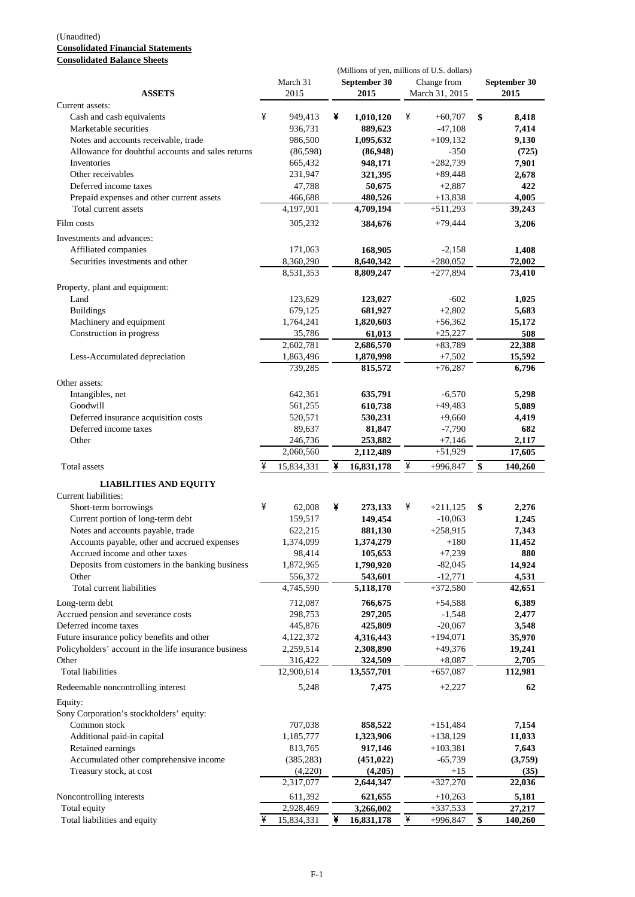(Unaudited)

**Consolidated Financial Statements**

**Consolidated Balance Sheets**

(Millions of yen, millions of U.S. dollars)

| ASSETS | March 31 2015 | September 30 2015 | Change from March 31, 2015 | September 30 2015 |
|---|---|---|---|---|
| Current assets: | | | | |
| Cash and cash equivalents | ¥ 949,413 | ¥ **1,010,120** | ¥ +60,707 | $ **8,418** |
| Marketable securities | 936,731 | **889,623** | -47,108 | **7,414** |
| Notes and accounts receivable, trade | 986,500 | **1,095,632** | +109,132 | **9,130** |
| Allowance for doubtful accounts and sales returns | (86,598) | **(86,948)** | -350 | **(725)** |
| Inventories | 665,432 | **948,171** | +282,739 | **7,901** |
| Other receivables | 231,947 | **321,395** | +89,448 | **2,678** |
| Deferred income taxes | 47,788 | **50,675** | +2,887 | **422** |
| Prepaid expenses and other current assets | 466,688 | **480,526** | +13,838 | **4,005** |
| Total current assets | 4,197,901 | **4,709,194** | +511,293 | **39,243** |
| Film costs | 305,232 | **384,676** | +79,444 | **3,206** |
| Investments and advances: | | | | |
| Affiliated companies | 171,063 | **168,905** | -2,158 | **1,408** |
| Securities investments and other | 8,360,290 | **8,640,342** | +280,052 | **72,002** |
| | 8,531,353 | **8,809,247** | +277,894 | **73,410** |
| Property, plant and equipment: | | | | |
| Land | 123,629 | **123,027** | -602 | **1,025** |
| Buildings | 679,125 | **681,927** | +2,802 | **5,683** |
| Machinery and equipment | 1,764,241 | **1,820,603** | +56,362 | **15,172** |
| Construction in progress | 35,786 | **61,013** | +25,227 | **508** |
| | 2,602,781 | **2,686,570** | +83,789 | **22,388** |
| Less-Accumulated depreciation | 1,863,496 | **1,870,998** | +7,502 | **15,592** |
| | 739,285 | **815,572** | +76,287 | **6,796** |
| Other assets: | | | | |
| Intangibles, net | 642,361 | **635,791** | -6,570 | **5,298** |
| Goodwill | 561,255 | **610,738** | +49,483 | **5,089** |
| Deferred insurance acquisition costs | 520,571 | **530,231** | +9,660 | **4,419** |
| Deferred income taxes | 89,637 | **81,847** | -7,790 | **682** |
| Other | 246,736 | **253,882** | +7,146 | **2,117** |
| | 2,060,560 | **2,112,489** | +51,929 | **17,605** |
| Total assets | ¥ 15,834,331 | ¥ **16,831,178** | ¥ +996,847 | $ **140,260** |
| **LIABILITIES AND EQUITY** | | | | |
| Current liabilities: | | | | |
| Short-term borrowings | ¥ 62,008 | ¥ **273,133** | ¥ +211,125 | $ **2,276** |
| Current portion of long-term debt | 159,517 | **149,454** | -10,063 | **1,245** |
| Notes and accounts payable, trade | 622,215 | **881,130** | +258,915 | **7,343** |
| Accounts payable, other and accrued expenses | 1,374,099 | **1,374,279** | +180 | **11,452** |
| Accrued income and other taxes | 98,414 | **105,653** | +7,239 | **880** |
| Deposits from customers in the banking business | 1,872,965 | **1,790,920** | -82,045 | **14,924** |
| Other | 556,372 | **543,601** | -12,771 | **4,531** |
| Total current liabilities | 4,745,590 | **5,118,170** | +372,580 | **42,651** |
| Long-term debt | 712,087 | **766,675** | +54,588 | **6,389** |
| Accrued pension and severance costs | 298,753 | **297,205** | -1,548 | **2,477** |
| Deferred income taxes | 445,876 | **425,809** | -20,067 | **3,548** |
| Future insurance policy benefits and other | 4,122,372 | **4,316,443** | +194,071 | **35,970** |
| Policyholders' account in the life insurance business | 2,259,514 | **2,308,890** | +49,376 | **19,241** |
| Other | 316,422 | **324,509** | +8,087 | **2,705** |
| Total liabilities | 12,900,614 | **13,557,701** | +657,087 | **112,981** |
| Redeemable noncontrolling interest | 5,248 | **7,475** | +2,227 | **62** |
| Equity: | | | | |
| Sony Corporation's stockholders' equity: | | | | |
| Common stock | 707,038 | **858,522** | +151,484 | **7,154** |
| Additional paid-in capital | 1,185,777 | **1,323,906** | +138,129 | **11,033** |
| Retained earnings | 813,765 | **917,146** | +103,381 | **7,643** |
| Accumulated other comprehensive income | (385,283) | **(451,022)** | -65,739 | **(3,759)** |
| Treasury stock, at cost | (4,220) | **(4,205)** | +15 | **(35)** |
| | 2,317,077 | **2,644,347** | +327,270 | **22,036** |
| Noncontrolling interests | 611,392 | **621,655** | +10,263 | **5,181** |
| Total equity | 2,928,469 | **3,266,002** | +337,533 | **27,217** |
| Total liabilities and equity | ¥ 15,834,331 | ¥ **16,831,178** | ¥ +996,847 | $ **140,260** |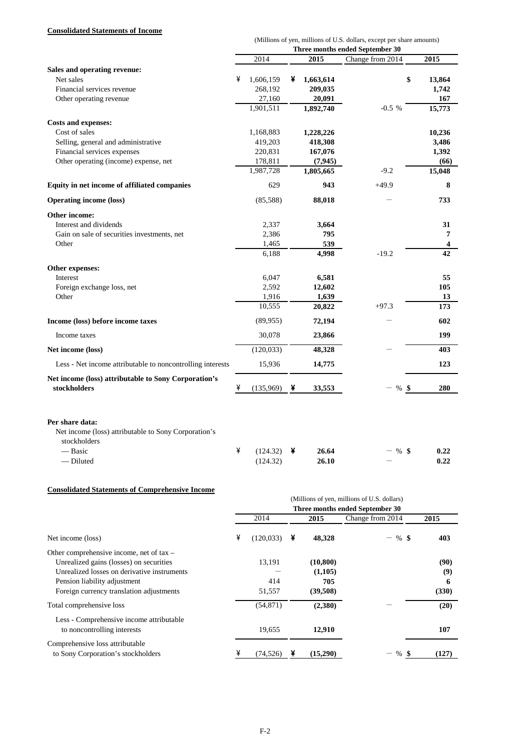**Consolidated Statements of Income**

(Millions of yen, millions of U.S. dollars, except per share amounts)

| | Three months ended September 30 | | | |
|---|---|---|---|---|
| | 2014 | 2015 | Change from 2014 | 2015 |
| **Sales and operating revenue:** | | | | |
| Net sales | ¥ 1,606,159 | ¥ **1,663,614** | | $ **13,864** |
| Financial services revenue | 268,192 | **209,035** | | **1,742** |
| Other operating revenue | 27,160 | **20,091** | | **167** |
| | 1,901,511 | **1,892,740** | -0.5 % | **15,773** |
| **Costs and expenses:** | | | | |
| Cost of sales | 1,168,883 | **1,228,226** | | **10,236** |
| Selling, general and administrative | 419,203 | **418,308** | | **3,486** |
| Financial services expenses | 220,831 | **167,076** | | **1,392** |
| Other operating (income) expense, net | 178,811 | **(7,945)** | | **(66)** |
| | 1,987,728 | **1,805,665** | -9.2 | **15,048** |
| **Equity in net income of affiliated companies** | 629 | **943** | +49.9 | **8** |
| **Operating income (loss)** | (85,588) | **88,018** | — | **733** |
| **Other income:** | | | | |
| Interest and dividends | 2,337 | **3,664** | | **31** |
| Gain on sale of securities investments, net | 2,386 | **795** | | **7** |
| Other | 1,465 | **539** | | **4** |
| | 6,188 | **4,998** | -19.2 | **42** |
| **Other expenses:** | | | | |
| Interest | 6,047 | **6,581** | | **55** |
| Foreign exchange loss, net | 2,592 | **12,602** | | **105** |
| Other | 1,916 | **1,639** | | **13** |
| | 10,555 | **20,822** | +97.3 | **173** |
| **Income (loss) before income taxes** | (89,955) | **72,194** | — | **602** |
| Income taxes | 30,078 | **23,866** | | **199** |
| **Net income (loss)** | (120,033) | **48,328** | — | **403** |
| Less - Net income attributable to noncontrolling interests | 15,936 | **14,775** | | **123** |
| **Net income (loss) attributable to Sony Corporation's stockholders** | ¥ (135,969) | ¥ **33,553** | — % | $ **280** |
| | | | | |
| **Per share data:** | | | | |
| Net income (loss) attributable to Sony Corporation's stockholders | | | | |
| — Basic | ¥ (124.32) | ¥ **26.64** | — % | $ **0.22** |
| — Diluted | (124.32) | **26.10** | — | **0.22** |

**Consolidated Statements of Comprehensive Income**

(Millions of yen, millions of U.S. dollars)

| | Three months ended September 30 | | | |
|---|---|---|---|---|
| | 2014 | 2015 | Change from 2014 | 2015 |
| Net income (loss) | ¥ (120,033) | ¥ **48,328** | — % | $ **403** |
| Other comprehensive income, net of tax – | | | | |
| Unrealized gains (losses) on securities | 13,191 | **(10,800)** | | **(90)** |
| Unrealized losses on derivative instruments | — | **(1,105)** | | **(9)** |
| Pension liability adjustment | 414 | **705** | | **6** |
| Foreign currency translation adjustments | 51,557 | **(39,508)** | | **(330)** |
| Total comprehensive loss | (54,871) | **(2,380)** | — | **(20)** |
| Less - Comprehensive income attributable to noncontrolling interests | 19,655 | **12,910** | | **107** |
| Comprehensive loss attributable to Sony Corporation's stockholders | ¥ (74,526) | ¥ **(15,290)** | — % | $ **(127)** |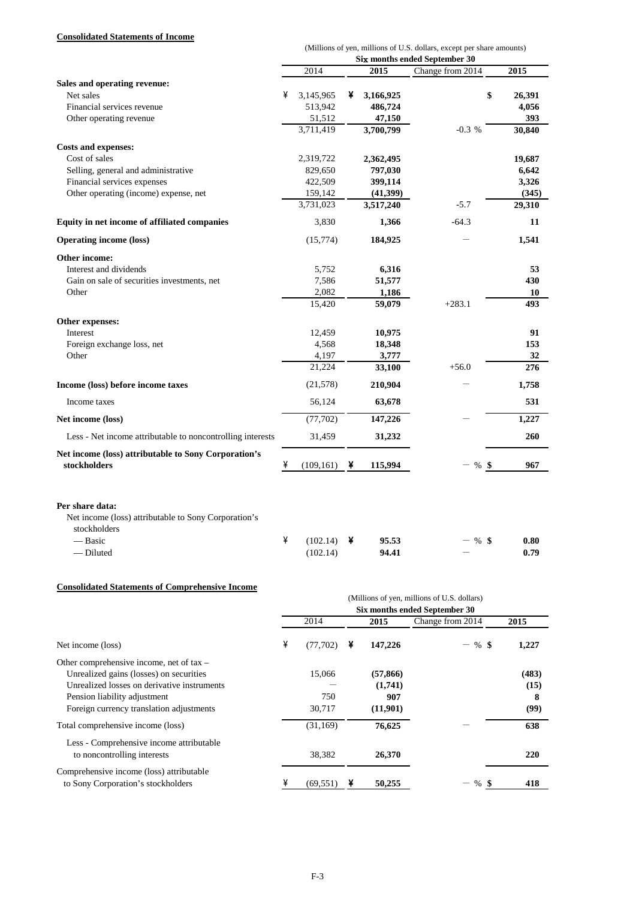**Consolidated Statements of Income**

(Millions of yen, millions of U.S. dollars, except per share amounts)

| | Six months ended September 30 | | | |
|---|---|---|---|---|
| | 2014 | 2015 | Change from 2014 | 2015 |
| **Sales and operating revenue:** | | | | |
| Net sales | ¥ 3,145,965 | ¥ 3,166,925 | | $ 26,391 |
| Financial services revenue | 513,942 | 486,724 | | 4,056 |
| Other operating revenue | 51,512 | 47,150 | | 393 |
| | 3,711,419 | 3,700,799 | -0.3 % | 30,840 |
| **Costs and expenses:** | | | | |
| Cost of sales | 2,319,722 | 2,362,495 | | 19,687 |
| Selling, general and administrative | 829,650 | 797,030 | | 6,642 |
| Financial services expenses | 422,509 | 399,114 | | 3,326 |
| Other operating (income) expense, net | 159,142 | (41,399) | | (345) |
| | 3,731,023 | 3,517,240 | -5.7 | 29,310 |
| **Equity in net income of affiliated companies** | 3,830 | 1,366 | -64.3 | 11 |
| **Operating income (loss)** | (15,774) | 184,925 | — | 1,541 |
| **Other income:** | | | | |
| Interest and dividends | 5,752 | 6,316 | | 53 |
| Gain on sale of securities investments, net | 7,586 | 51,577 | | 430 |
| Other | 2,082 | 1,186 | | 10 |
| | 15,420 | 59,079 | +283.1 | 493 |
| **Other expenses:** | | | | |
| Interest | 12,459 | 10,975 | | 91 |
| Foreign exchange loss, net | 4,568 | 18,348 | | 153 |
| Other | 4,197 | 3,777 | | 32 |
| | 21,224 | 33,100 | +56.0 | 276 |
| **Income (loss) before income taxes** | (21,578) | 210,904 | — | 1,758 |
| Income taxes | 56,124 | 63,678 | | 531 |
| **Net income (loss)** | (77,702) | 147,226 | — | 1,227 |
| Less - Net income attributable to noncontrolling interests | 31,459 | 31,232 | | 260 |
| **Net income (loss) attributable to Sony Corporation's stockholders** | ¥ (109,161) | ¥ 115,994 | — % | $ 967 |
| | | | | |
| **Per share data:** | | | | |
| Net income (loss) attributable to Sony Corporation's stockholders | | | | |
| — Basic | ¥ (102.14) | ¥ 95.53 | — % | $ 0.80 |
| — Diluted | (102.14) | 94.41 | — | 0.79 |

**Consolidated Statements of Comprehensive Income**

(Millions of yen, millions of U.S. dollars)

| | Six months ended September 30 | | | |
|---|---|---|---|---|
| | 2014 | 2015 | Change from 2014 | 2015 |
| Net income (loss) | ¥ (77,702) | ¥ 147,226 | — % | $ 1,227 |
| Other comprehensive income, net of tax – | | | | |
| Unrealized gains (losses) on securities | 15,066 | (57,866) | | (483) |
| Unrealized losses on derivative instruments | — | (1,741) | | (15) |
| Pension liability adjustment | 750 | 907 | | 8 |
| Foreign currency translation adjustments | 30,717 | (11,901) | | (99) |
| Total comprehensive income (loss) | (31,169) | 76,625 | — | 638 |
| Less - Comprehensive income attributable to noncontrolling interests | 38,382 | 26,370 | | 220 |
| Comprehensive income (loss) attributable to Sony Corporation's stockholders | ¥ (69,551) | ¥ 50,255 | — % | $ 418 |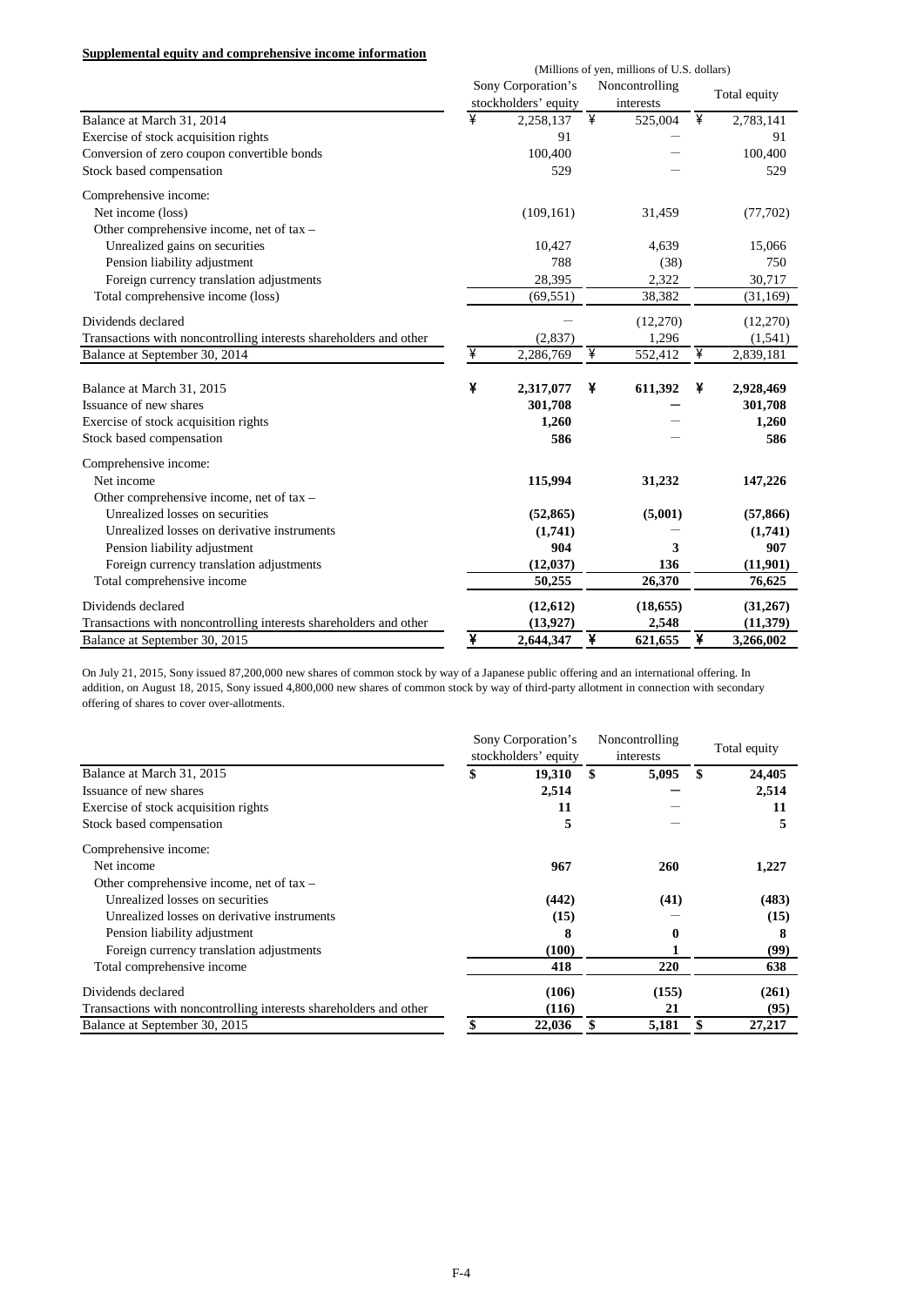**Supplemental equity and comprehensive income information**

(Millions of yen, millions of U.S. dollars)

| | Sony Corporation's stockholders' equity | Noncontrolling interests | Total equity |
|---|---|---|---|
| Balance at March 31, 2014 | ¥ 2,258,137 | ¥ 525,004 | ¥ 2,783,141 |
| Exercise of stock acquisition rights | 91 | — | 91 |
| Conversion of zero coupon convertible bonds | 100,400 | — | 100,400 |
| Stock based compensation | 529 | — | 529 |
| Comprehensive income: | | | |
| Net income (loss) | (109,161) | 31,459 | (77,702) |
| Other comprehensive income, net of tax – | | | |
| Unrealized gains on securities | 10,427 | 4,639 | 15,066 |
| Pension liability adjustment | 788 | (38) | 750 |
| Foreign currency translation adjustments | 28,395 | 2,322 | 30,717 |
| Total comprehensive income (loss) | (69,551) | 38,382 | (31,169) |
| Dividends declared | — | (12,270) | (12,270) |
| Transactions with noncontrolling interests shareholders and other | (2,837) | 1,296 | (1,541) |
| Balance at September 30, 2014 | ¥ 2,286,769 | ¥ 552,412 | ¥ 2,839,181 |
| | | | |
| **Balance at March 31, 2015** | **¥ 2,317,077** | **¥ 611,392** | **¥ 2,928,469** |
| Issuance of new shares | **301,708** | **—** | **301,708** |
| Exercise of stock acquisition rights | **1,260** | — | **1,260** |
| Stock based compensation | **586** | — | **586** |
| Comprehensive income: | | | |
| Net income | **115,994** | **31,232** | **147,226** |
| Other comprehensive income, net of tax – | | | |
| Unrealized losses on securities | **(52,865)** | **(5,001)** | **(57,866)** |
| Unrealized losses on derivative instruments | **(1,741)** | — | **(1,741)** |
| Pension liability adjustment | **904** | **3** | **907** |
| Foreign currency translation adjustments | **(12,037)** | **136** | **(11,901)** |
| Total comprehensive income | **50,255** | **26,370** | **76,625** |
| Dividends declared | **(12,612)** | **(18,655)** | **(31,267)** |
| Transactions with noncontrolling interests shareholders and other | **(13,927)** | **2,548** | **(11,379)** |
| Balance at September 30, 2015 | **¥ 2,644,347** | **¥ 621,655** | **¥ 3,266,002** |

On July 21, 2015, Sony issued 87,200,000 new shares of common stock by way of a Japanese public offering and an international offering. In addition, on August 18, 2015, Sony issued 4,800,000 new shares of common stock by way of third-party allotment in connection with secondary offering of shares to cover over-allotments.

| | Sony Corporation's stockholders' equity | Noncontrolling interests | Total equity |
|---|---|---|---|
| Balance at March 31, 2015 | **$ 19,310** | **$ 5,095** | **$ 24,405** |
| Issuance of new shares | **2,514** | **—** | **2,514** |
| Exercise of stock acquisition rights | **11** | — | **11** |
| Stock based compensation | **5** | — | **5** |
| Comprehensive income: | | | |
| Net income | **967** | **260** | **1,227** |
| Other comprehensive income, net of tax – | | | |
| Unrealized losses on securities | **(442)** | **(41)** | **(483)** |
| Unrealized losses on derivative instruments | **(15)** | — | **(15)** |
| Pension liability adjustment | **8** | **0** | **8** |
| Foreign currency translation adjustments | **(100)** | **1** | **(99)** |
| Total comprehensive income | **418** | **220** | **638** |
| Dividends declared | **(106)** | **(155)** | **(261)** |
| Transactions with noncontrolling interests shareholders and other | **(116)** | **21** | **(95)** |
| Balance at September 30, 2015 | **$ 22,036** | **$ 5,181** | **$ 27,217** |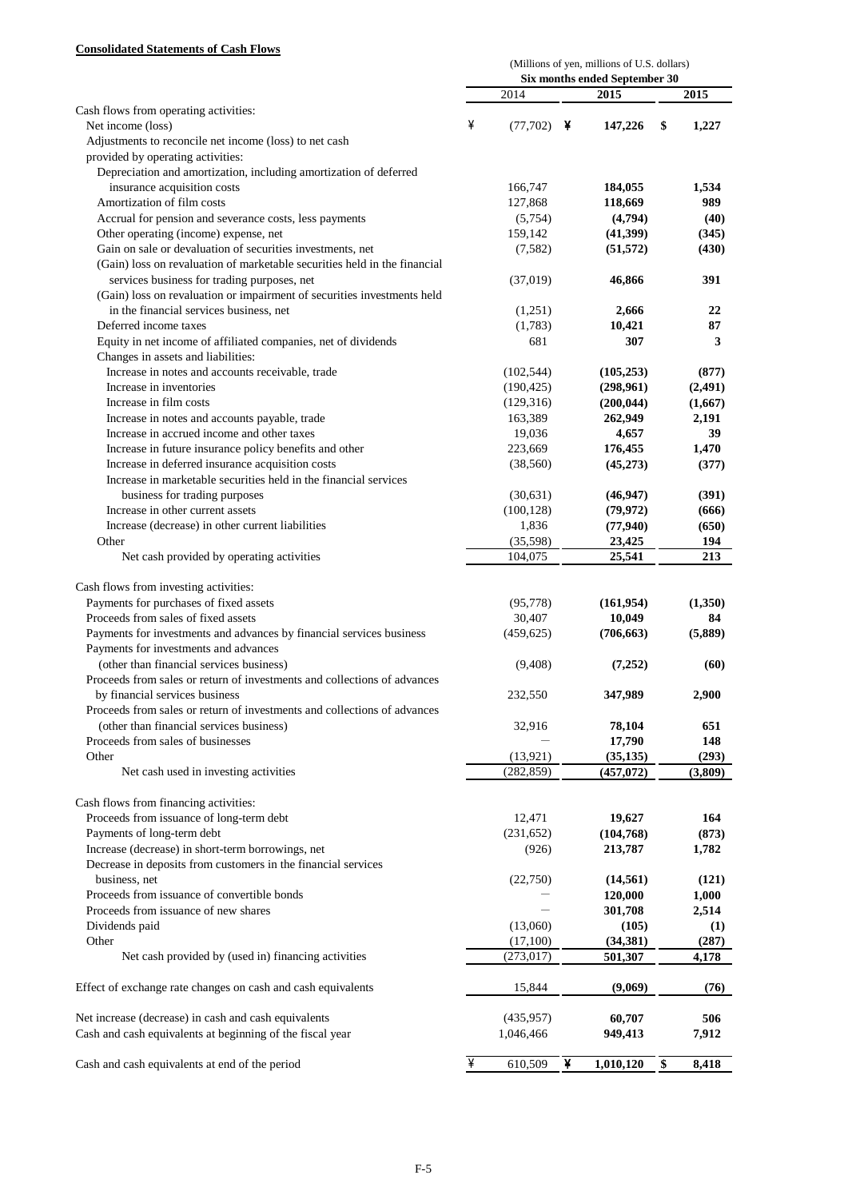**Consolidated Statements of Cash Flows**

| | (Millions of yen, millions of U.S. dollars) | | |
|---|---|---|---|
| | Six months ended September 30 | | |
| | 2014 | 2015 | 2015 |
| Cash flows from operating activities: | | | |
| Net income (loss) | ¥ (77,702) | ¥ **147,226** | $ **1,227** |
| Adjustments to reconcile net income (loss) to net cash provided by operating activities: | | | |
| Depreciation and amortization, including amortization of deferred insurance acquisition costs | 166,747 | **184,055** | **1,534** |
| Amortization of film costs | 127,868 | **118,669** | **989** |
| Accrual for pension and severance costs, less payments | (5,754) | **(4,794)** | **(40)** |
| Other operating (income) expense, net | 159,142 | **(41,399)** | **(345)** |
| Gain on sale or devaluation of securities investments, net | (7,582) | **(51,572)** | **(430)** |
| (Gain) loss on revaluation of marketable securities held in the financial services business for trading purposes, net | (37,019) | **46,866** | **391** |
| (Gain) loss on revaluation or impairment of securities investments held in the financial services business, net | (1,251) | **2,666** | **22** |
| Deferred income taxes | (1,783) | **10,421** | **87** |
| Equity in net income of affiliated companies, net of dividends | 681 | **307** | **3** |
| Changes in assets and liabilities: | | | |
| Increase in notes and accounts receivable, trade | (102,544) | **(105,253)** | **(877)** |
| Increase in inventories | (190,425) | **(298,961)** | **(2,491)** |
| Increase in film costs | (129,316) | **(200,044)** | **(1,667)** |
| Increase in notes and accounts payable, trade | 163,389 | **262,949** | **2,191** |
| Increase in accrued income and other taxes | 19,036 | **4,657** | **39** |
| Increase in future insurance policy benefits and other | 223,669 | **176,455** | **1,470** |
| Increase in deferred insurance acquisition costs | (38,560) | **(45,273)** | **(377)** |
| Increase in marketable securities held in the financial services business for trading purposes | (30,631) | **(46,947)** | **(391)** |
| Increase in other current assets | (100,128) | **(79,972)** | **(666)** |
| Increase (decrease) in other current liabilities | 1,836 | **(77,940)** | **(650)** |
| Other | (35,598) | **23,425** | **194** |
| Net cash provided by operating activities | 104,075 | **25,541** | **213** |
| Cash flows from investing activities: | | | |
| Payments for purchases of fixed assets | (95,778) | **(161,954)** | **(1,350)** |
| Proceeds from sales of fixed assets | 30,407 | **10,049** | **84** |
| Payments for investments and advances by financial services business | (459,625) | **(706,663)** | **(5,889)** |
| Payments for investments and advances (other than financial services business) | (9,408) | **(7,252)** | **(60)** |
| Proceeds from sales or return of investments and collections of advances by financial services business | 232,550 | **347,989** | **2,900** |
| Proceeds from sales or return of investments and collections of advances (other than financial services business) | 32,916 | **78,104** | **651** |
| Proceeds from sales of businesses | — | **17,790** | **148** |
| Other | (13,921) | **(35,135)** | **(293)** |
| Net cash used in investing activities | (282,859) | **(457,072)** | **(3,809)** |
| Cash flows from financing activities: | | | |
| Proceeds from issuance of long-term debt | 12,471 | **19,627** | **164** |
| Payments of long-term debt | (231,652) | **(104,768)** | **(873)** |
| Increase (decrease) in short-term borrowings, net | (926) | **213,787** | **1,782** |
| Decrease in deposits from customers in the financial services business, net | (22,750) | **(14,561)** | **(121)** |
| Proceeds from issuance of convertible bonds | — | **120,000** | **1,000** |
| Proceeds from issuance of new shares | — | **301,708** | **2,514** |
| Dividends paid | (13,060) | **(105)** | **(1)** |
| Other | (17,100) | **(34,381)** | **(287)** |
| Net cash provided by (used in) financing activities | (273,017) | **501,307** | **4,178** |
| Effect of exchange rate changes on cash and cash equivalents | 15,844 | **(9,069)** | **(76)** |
| Net increase (decrease) in cash and cash equivalents | (435,957) | **60,707** | **506** |
| Cash and cash equivalents at beginning of the fiscal year | 1,046,466 | **949,413** | **7,912** |
| Cash and cash equivalents at end of the period | ¥ 610,509 | ¥ **1,010,120** | $ **8,418** |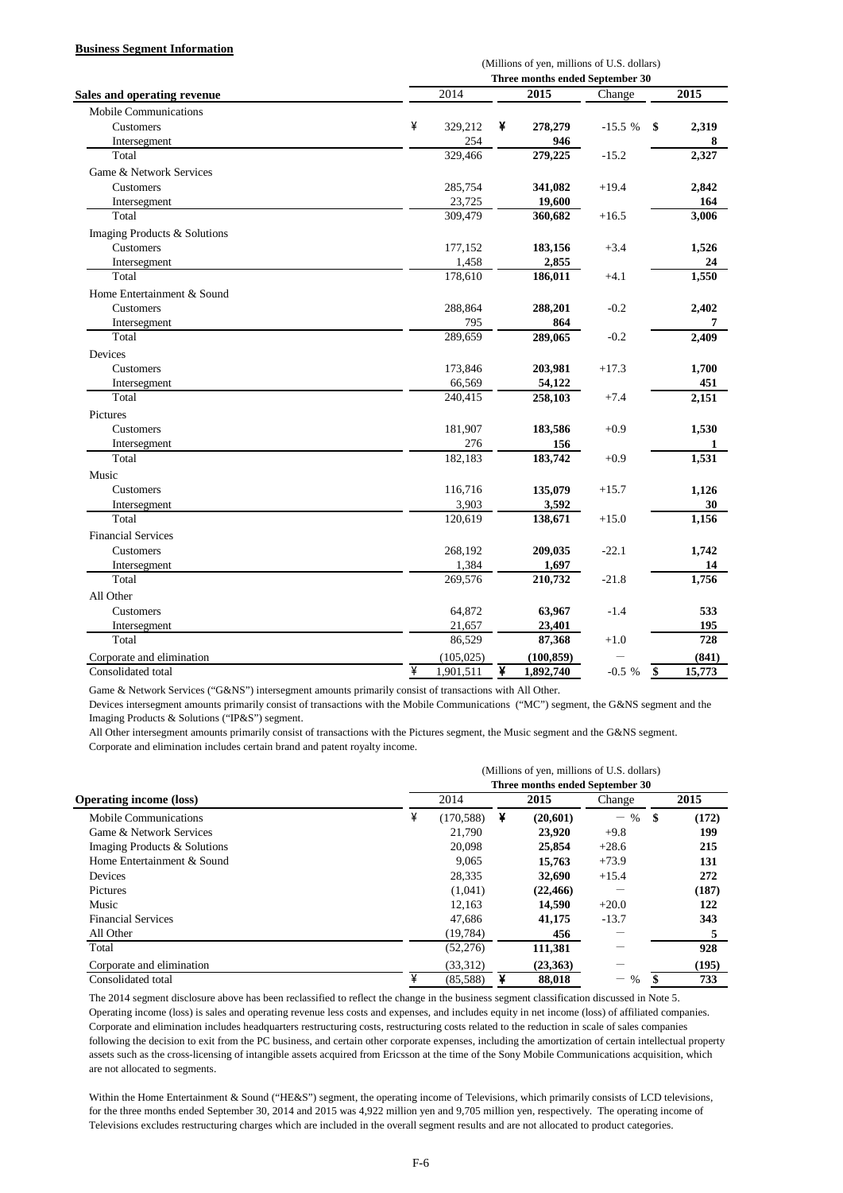**Business Segment Information**

| Sales and operating revenue | (Millions of yen, millions of U.S. dollars) Three months ended September 30 | | | |
|---|---|---|---|---|
| | 2014 | 2015 | Change | 2015 |
| Mobile Communications | | | | |
| Customers | ¥ 329,212 | ¥ **278,279** | -15.5 % | $ **2,319** |
| Intersegment | 254 | **946** | | **8** |
| Total | 329,466 | **279,225** | -15.2 | **2,327** |
| Game & Network Services | | | | |
| Customers | 285,754 | **341,082** | +19.4 | **2,842** |
| Intersegment | 23,725 | **19,600** | | **164** |
| Total | 309,479 | **360,682** | +16.5 | **3,006** |
| Imaging Products & Solutions | | | | |
| Customers | 177,152 | **183,156** | +3.4 | **1,526** |
| Intersegment | 1,458 | **2,855** | | **24** |
| Total | 178,610 | **186,011** | +4.1 | **1,550** |
| Home Entertainment & Sound | | | | |
| Customers | 288,864 | **288,201** | -0.2 | **2,402** |
| Intersegment | 795 | **864** | | **7** |
| Total | 289,659 | **289,065** | -0.2 | **2,409** |
| Devices | | | | |
| Customers | 173,846 | **203,981** | +17.3 | **1,700** |
| Intersegment | 66,569 | **54,122** | | **451** |
| Total | 240,415 | **258,103** | +7.4 | **2,151** |
| Pictures | | | | |
| Customers | 181,907 | **183,586** | +0.9 | **1,530** |
| Intersegment | 276 | **156** | | **1** |
| Total | 182,183 | **183,742** | +0.9 | **1,531** |
| Music | | | | |
| Customers | 116,716 | **135,079** | +15.7 | **1,126** |
| Intersegment | 3,903 | **3,592** | | **30** |
| Total | 120,619 | **138,671** | +15.0 | **1,156** |
| Financial Services | | | | |
| Customers | 268,192 | **209,035** | -22.1 | **1,742** |
| Intersegment | 1,384 | **1,697** | | **14** |
| Total | 269,576 | **210,732** | -21.8 | **1,756** |
| All Other | | | | |
| Customers | 64,872 | **63,967** | -1.4 | **533** |
| Intersegment | 21,657 | **23,401** | | **195** |
| Total | 86,529 | **87,368** | +1.0 | **728** |
| Corporate and elimination | (105,025) | **(100,859)** | — | **(841)** |
| Consolidated total | ¥ 1,901,511 | ¥ **1,892,740** | -0.5 % | $ **15,773** |

Game & Network Services ("G&NS") intersegment amounts primarily consist of transactions with All Other.

Devices intersegment amounts primarily consist of transactions with the Mobile Communications ("MC") segment, the G&NS segment and the Imaging Products & Solutions ("IP&S") segment.

All Other intersegment amounts primarily consist of transactions with the Pictures segment, the Music segment and the G&NS segment.

Corporate and elimination includes certain brand and patent royalty income.

| Operating income (loss) | (Millions of yen, millions of U.S. dollars) Three months ended September 30 | | | |
|---|---|---|---|---|
| | 2014 | 2015 | Change | 2015 |
| Mobile Communications | ¥ (170,588) | ¥ **(20,601)** | — % | $ **(172)** |
| Game & Network Services | 21,790 | **23,920** | +9.8 | **199** |
| Imaging Products & Solutions | 20,098 | **25,854** | +28.6 | **215** |
| Home Entertainment & Sound | 9,065 | **15,763** | +73.9 | **131** |
| Devices | 28,335 | **32,690** | +15.4 | **272** |
| Pictures | (1,041) | **(22,466)** | — | **(187)** |
| Music | 12,163 | **14,590** | +20.0 | **122** |
| Financial Services | 47,686 | **41,175** | -13.7 | **343** |
| All Other | (19,784) | **456** | — | **5** |
| Total | (52,276) | **111,381** | — | **928** |
| Corporate and elimination | (33,312) | **(23,363)** | — | **(195)** |
| Consolidated total | ¥ (85,588) | ¥ **88,018** | — % | $ **733** |

The 2014 segment disclosure above has been reclassified to reflect the change in the business segment classification discussed in Note 5.

Operating income (loss) is sales and operating revenue less costs and expenses, and includes equity in net income (loss) of affiliated companies.

Corporate and elimination includes headquarters restructuring costs, restructuring costs related to the reduction in scale of sales companies following the decision to exit from the PC business, and certain other corporate expenses, including the amortization of certain intellectual property assets such as the cross-licensing of intangible assets acquired from Ericsson at the time of the Sony Mobile Communications acquisition, which are not allocated to segments.

Within the Home Entertainment & Sound ("HE&S") segment, the operating income of Televisions, which primarily consists of LCD televisions, for the three months ended September 30, 2014 and 2015 was 4,922 million yen and 9,705 million yen, respectively. The operating income of Televisions excludes restructuring charges which are included in the overall segment results and are not allocated to product categories.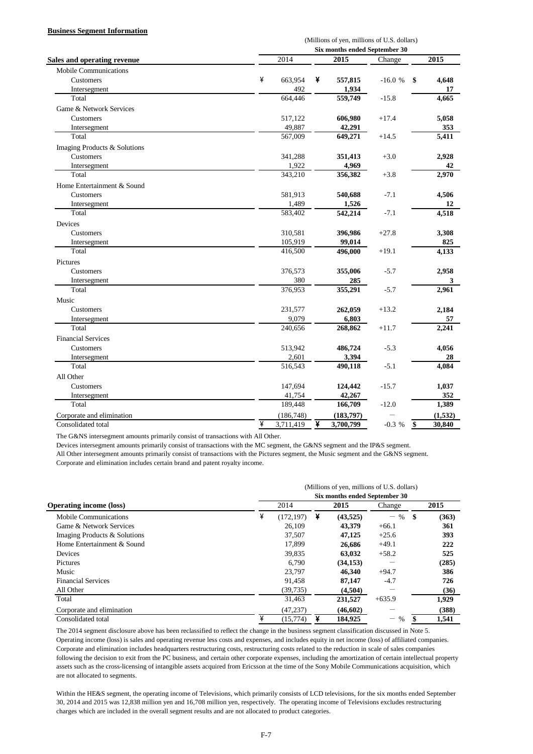**Business Segment Information**

| Sales and operating revenue | (Millions of yen, millions of U.S. dollars) | | | |
|---|---|---|---|---|
| | Six months ended September 30 | | | |
| | 2014 | 2015 | Change | 2015 |
| Mobile Communications | | | | |
| Customers | ¥ 663,954 | ¥ **557,815** | -16.0 % | $ **4,648** |
| Intersegment | 492 | **1,934** | | **17** |
| Total | 664,446 | **559,749** | -15.8 | **4,665** |
| Game & Network Services | | | | |
| Customers | 517,122 | **606,980** | +17.4 | **5,058** |
| Intersegment | 49,887 | **42,291** | | **353** |
| Total | 567,009 | **649,271** | +14.5 | **5,411** |
| Imaging Products & Solutions | | | | |
| Customers | 341,288 | **351,413** | +3.0 | **2,928** |
| Intersegment | 1,922 | **4,969** | | **42** |
| Total | 343,210 | **356,382** | +3.8 | **2,970** |
| Home Entertainment & Sound | | | | |
| Customers | 581,913 | **540,688** | -7.1 | **4,506** |
| Intersegment | 1,489 | **1,526** | | **12** |
| Total | 583,402 | **542,214** | -7.1 | **4,518** |
| Devices | | | | |
| Customers | 310,581 | **396,986** | +27.8 | **3,308** |
| Intersegment | 105,919 | **99,014** | | **825** |
| Total | 416,500 | **496,000** | +19.1 | **4,133** |
| Pictures | | | | |
| Customers | 376,573 | **355,006** | -5.7 | **2,958** |
| Intersegment | 380 | **285** | | **3** |
| Total | 376,953 | **355,291** | -5.7 | **2,961** |
| Music | | | | |
| Customers | 231,577 | **262,059** | +13.2 | **2,184** |
| Intersegment | 9,079 | **6,803** | | **57** |
| Total | 240,656 | **268,862** | +11.7 | **2,241** |
| Financial Services | | | | |
| Customers | 513,942 | **486,724** | -5.3 | **4,056** |
| Intersegment | 2,601 | **3,394** | | **28** |
| Total | 516,543 | **490,118** | -5.1 | **4,084** |
| All Other | | | | |
| Customers | 147,694 | **124,442** | -15.7 | **1,037** |
| Intersegment | 41,754 | **42,267** | | **352** |
| Total | 189,448 | **166,709** | -12.0 | **1,389** |
| Corporate and elimination | (186,748) | **(183,797)** | — | **(1,532)** |
| Consolidated total | ¥ 3,711,419 | ¥ **3,700,799** | -0.3 % | $ **30,840** |

The G&NS intersegment amounts primarily consist of transactions with All Other.

Devices intersegment amounts primarily consist of transactions with the MC segment, the G&NS segment and the IP&S segment.

All Other intersegment amounts primarily consist of transactions with the Pictures segment, the Music segment and the G&NS segment.

Corporate and elimination includes certain brand and patent royalty income.

| Operating income (loss) | (Millions of yen, millions of U.S. dollars) | | | |
|---|---|---|---|---|
| | Six months ended September 30 | | | |
| | 2014 | 2015 | Change | 2015 |
| Mobile Communications | ¥ (172,197) | ¥ **(43,525)** | — % | $ **(363)** |
| Game & Network Services | 26,109 | **43,379** | +66.1 | **361** |
| Imaging Products & Solutions | 37,507 | **47,125** | +25.6 | **393** |
| Home Entertainment & Sound | 17,899 | **26,686** | +49.1 | **222** |
| Devices | 39,835 | **63,032** | +58.2 | **525** |
| Pictures | 6,790 | **(34,153)** | — | **(285)** |
| Music | 23,797 | **46,340** | +94.7 | **386** |
| Financial Services | 91,458 | **87,147** | -4.7 | **726** |
| All Other | (39,735) | **(4,504)** | — | **(36)** |
| Total | 31,463 | **231,527** | +635.9 | **1,929** |
| Corporate and elimination | (47,237) | **(46,602)** | — | **(388)** |
| Consolidated total | ¥ (15,774) | ¥ **184,925** | — % | $ **1,541** |

The 2014 segment disclosure above has been reclassified to reflect the change in the business segment classification discussed in Note 5.
Operating income (loss) is sales and operating revenue less costs and expenses, and includes equity in net income (loss) of affiliated companies.
Corporate and elimination includes headquarters restructuring costs, restructuring costs related to the reduction in scale of sales companies following the decision to exit from the PC business, and certain other corporate expenses, including the amortization of certain intellectual property assets such as the cross-licensing of intangible assets acquired from Ericsson at the time of the Sony Mobile Communications acquisition, which are not allocated to segments.

Within the HE&S segment, the operating income of Televisions, which primarily consists of LCD televisions, for the six months ended September 30, 2014 and 2015 was 12,838 million yen and 16,708 million yen, respectively. The operating income of Televisions excludes restructuring charges which are included in the overall segment results and are not allocated to product categories.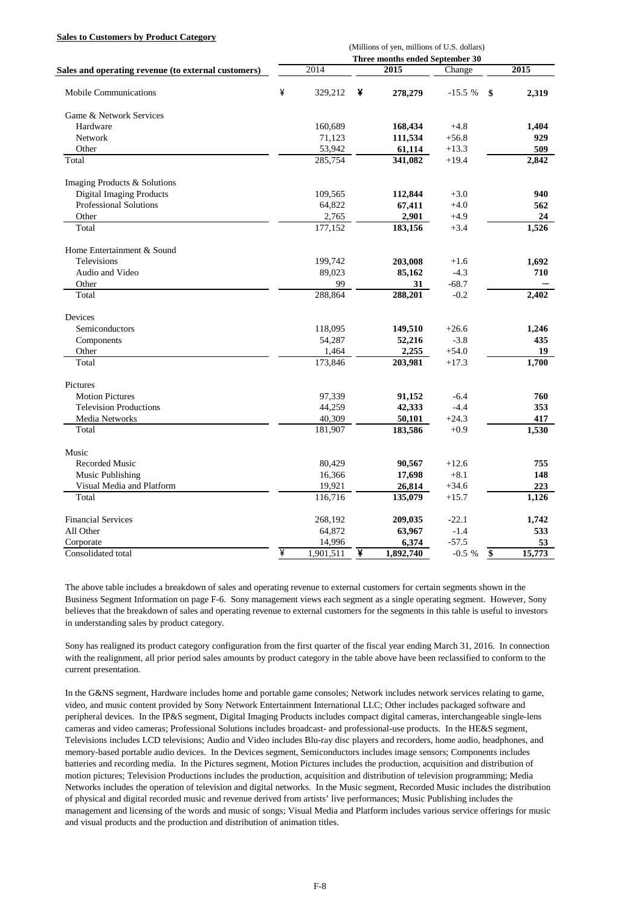**Sales to Customers by Product Category**

| Sales and operating revenue (to external customers) | 2014 | 2015 | Change | 2015 |
|---|---|---|---|---|
| | (Millions of yen, millions of U.S. dollars) | | | |
| | Three months ended September 30 | | | |
| Mobile Communications | ¥ 329,212 | ¥ **278,279** | -15.5 % | $ **2,319** |
| Game & Network Services | | | | |
| Hardware | 160,689 | **168,434** | +4.8 | **1,404** |
| Network | 71,123 | **111,534** | +56.8 | **929** |
| Other | 53,942 | **61,114** | +13.3 | **509** |
| Total | 285,754 | **341,082** | +19.4 | **2,842** |
| Imaging Products & Solutions | | | | |
| Digital Imaging Products | 109,565 | **112,844** | +3.0 | **940** |
| Professional Solutions | 64,822 | **67,411** | +4.0 | **562** |
| Other | 2,765 | **2,901** | +4.9 | **24** |
| Total | 177,152 | **183,156** | +3.4 | **1,526** |
| Home Entertainment & Sound | | | | |
| Televisions | 199,742 | **203,008** | +1.6 | **1,692** |
| Audio and Video | 89,023 | **85,162** | -4.3 | **710** |
| Other | 99 | **31** | -68.7 | **—** |
| Total | 288,864 | **288,201** | -0.2 | **2,402** |
| Devices | | | | |
| Semiconductors | 118,095 | **149,510** | +26.6 | **1,246** |
| Components | 54,287 | **52,216** | -3.8 | **435** |
| Other | 1,464 | **2,255** | +54.0 | **19** |
| Total | 173,846 | **203,981** | +17.3 | **1,700** |
| Pictures | | | | |
| Motion Pictures | 97,339 | **91,152** | -6.4 | **760** |
| Television Productions | 44,259 | **42,333** | -4.4 | **353** |
| Media Networks | 40,309 | **50,101** | +24.3 | **417** |
| Total | 181,907 | **183,586** | +0.9 | **1,530** |
| Music | | | | |
| Recorded Music | 80,429 | **90,567** | +12.6 | **755** |
| Music Publishing | 16,366 | **17,698** | +8.1 | **148** |
| Visual Media and Platform | 19,921 | **26,814** | +34.6 | **223** |
| Total | 116,716 | **135,079** | +15.7 | **1,126** |
| Financial Services | 268,192 | **209,035** | -22.1 | **1,742** |
| All Other | 64,872 | **63,967** | -1.4 | **533** |
| Corporate | 14,996 | **6,374** | -57.5 | **53** |
| Consolidated total | ¥ 1,901,511 | ¥ **1,892,740** | -0.5 % | $ **15,773** |

The above table includes a breakdown of sales and operating revenue to external customers for certain segments shown in the Business Segment Information on page F-6. Sony management views each segment as a single operating segment. However, Sony believes that the breakdown of sales and operating revenue to external customers for the segments in this table is useful to investors in understanding sales by product category.

Sony has realigned its product category configuration from the first quarter of the fiscal year ending March 31, 2016. In connection with the realignment, all prior period sales amounts by product category in the table above have been reclassified to conform to the current presentation.

In the G&NS segment, Hardware includes home and portable game consoles; Network includes network services relating to game, video, and music content provided by Sony Network Entertainment International LLC; Other includes packaged software and peripheral devices. In the IP&S segment, Digital Imaging Products includes compact digital cameras, interchangeable single-lens cameras and video cameras; Professional Solutions includes broadcast- and professional-use products. In the HE&S segment, Televisions includes LCD televisions; Audio and Video includes Blu-ray disc players and recorders, home audio, headphones, and memory-based portable audio devices. In the Devices segment, Semiconductors includes image sensors; Components includes batteries and recording media. In the Pictures segment, Motion Pictures includes the production, acquisition and distribution of motion pictures; Television Productions includes the production, acquisition and distribution of television programming; Media Networks includes the operation of television and digital networks. In the Music segment, Recorded Music includes the distribution of physical and digital recorded music and revenue derived from artists' live performances; Music Publishing includes the management and licensing of the words and music of songs; Visual Media and Platform includes various service offerings for music and visual products and the production and distribution of animation titles.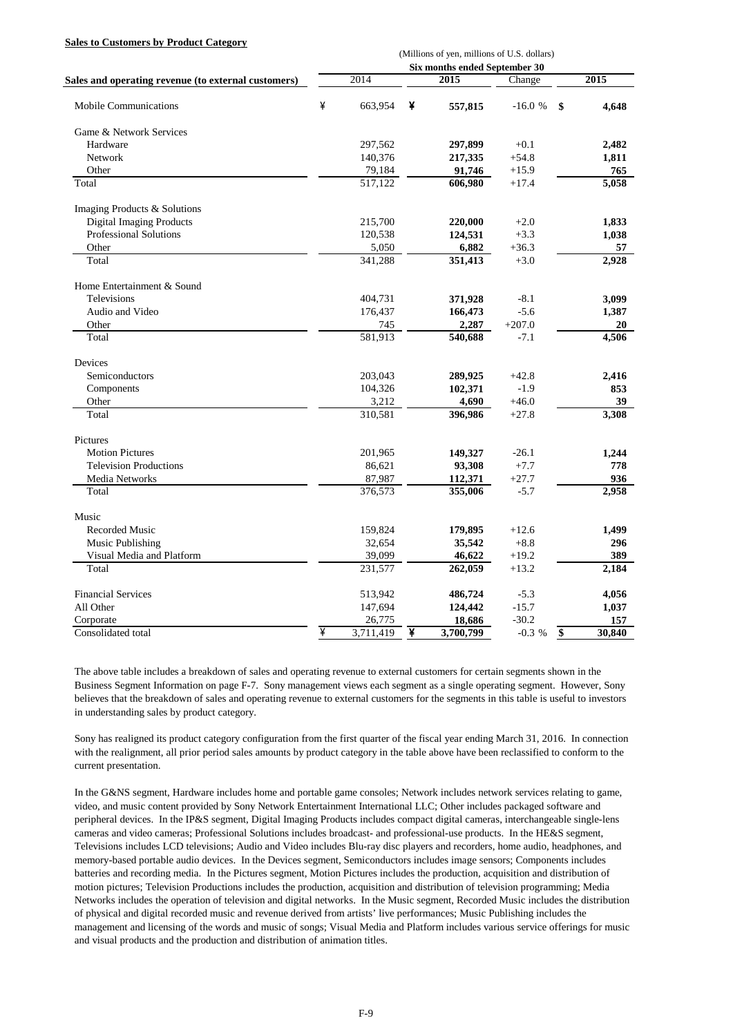**Sales to Customers by Product Category**

(Millions of yen, millions of U.S. dollars)

| Sales and operating revenue (to external customers) | Six months ended September 30 | | | |
|---|---|---|---|---|
| | 2014 | **2015** | Change | **2015** |
| Mobile Communications | ¥ 663,954 | ¥ **557,815** | -16.0 % | $ **4,648** |
| Game & Network Services | | | | |
| Hardware | 297,562 | **297,899** | +0.1 | **2,482** |
| Network | 140,376 | **217,335** | +54.8 | **1,811** |
| Other | 79,184 | **91,746** | +15.9 | **765** |
| Total | 517,122 | **606,980** | +17.4 | **5,058** |
| Imaging Products & Solutions | | | | |
| Digital Imaging Products | 215,700 | **220,000** | +2.0 | **1,833** |
| Professional Solutions | 120,538 | **124,531** | +3.3 | **1,038** |
| Other | 5,050 | **6,882** | +36.3 | **57** |
| Total | 341,288 | **351,413** | +3.0 | **2,928** |
| Home Entertainment & Sound | | | | |
| Televisions | 404,731 | **371,928** | -8.1 | **3,099** |
| Audio and Video | 176,437 | **166,473** | -5.6 | **1,387** |
| Other | 745 | **2,287** | +207.0 | **20** |
| Total | 581,913 | **540,688** | -7.1 | **4,506** |
| Devices | | | | |
| Semiconductors | 203,043 | **289,925** | +42.8 | **2,416** |
| Components | 104,326 | **102,371** | -1.9 | **853** |
| Other | 3,212 | **4,690** | +46.0 | **39** |
| Total | 310,581 | **396,986** | +27.8 | **3,308** |
| Pictures | | | | |
| Motion Pictures | 201,965 | **149,327** | -26.1 | **1,244** |
| Television Productions | 86,621 | **93,308** | +7.7 | **778** |
| Media Networks | 87,987 | **112,371** | +27.7 | **936** |
| Total | 376,573 | **355,006** | -5.7 | **2,958** |
| Music | | | | |
| Recorded Music | 159,824 | **179,895** | +12.6 | **1,499** |
| Music Publishing | 32,654 | **35,542** | +8.8 | **296** |
| Visual Media and Platform | 39,099 | **46,622** | +19.2 | **389** |
| Total | 231,577 | **262,059** | +13.2 | **2,184** |
| Financial Services | 513,942 | **486,724** | -5.3 | **4,056** |
| All Other | 147,694 | **124,442** | -15.7 | **1,037** |
| Corporate | 26,775 | **18,686** | -30.2 | **157** |
| Consolidated total | ¥ 3,711,419 | ¥ **3,700,799** | -0.3 % | $ **30,840** |

The above table includes a breakdown of sales and operating revenue to external customers for certain segments shown in the Business Segment Information on page F-7. Sony management views each segment as a single operating segment. However, Sony believes that the breakdown of sales and operating revenue to external customers for the segments in this table is useful to investors in understanding sales by product category.

Sony has realigned its product category configuration from the first quarter of the fiscal year ending March 31, 2016. In connection with the realignment, all prior period sales amounts by product category in the table above have been reclassified to conform to the current presentation.

In the G&NS segment, Hardware includes home and portable game consoles; Network includes network services relating to game, video, and music content provided by Sony Network Entertainment International LLC; Other includes packaged software and peripheral devices. In the IP&S segment, Digital Imaging Products includes compact digital cameras, interchangeable single-lens cameras and video cameras; Professional Solutions includes broadcast- and professional-use products. In the HE&S segment, Televisions includes LCD televisions; Audio and Video includes Blu-ray disc players and recorders, home audio, headphones, and memory-based portable audio devices. In the Devices segment, Semiconductors includes image sensors; Components includes batteries and recording media. In the Pictures segment, Motion Pictures includes the production, acquisition and distribution of motion pictures; Television Productions includes the production, acquisition and distribution of television programming; Media Networks includes the operation of television and digital networks. In the Music segment, Recorded Music includes the distribution of physical and digital recorded music and revenue derived from artists' live performances; Music Publishing includes the management and licensing of the words and music of songs; Visual Media and Platform includes various service offerings for music and visual products and the production and distribution of animation titles.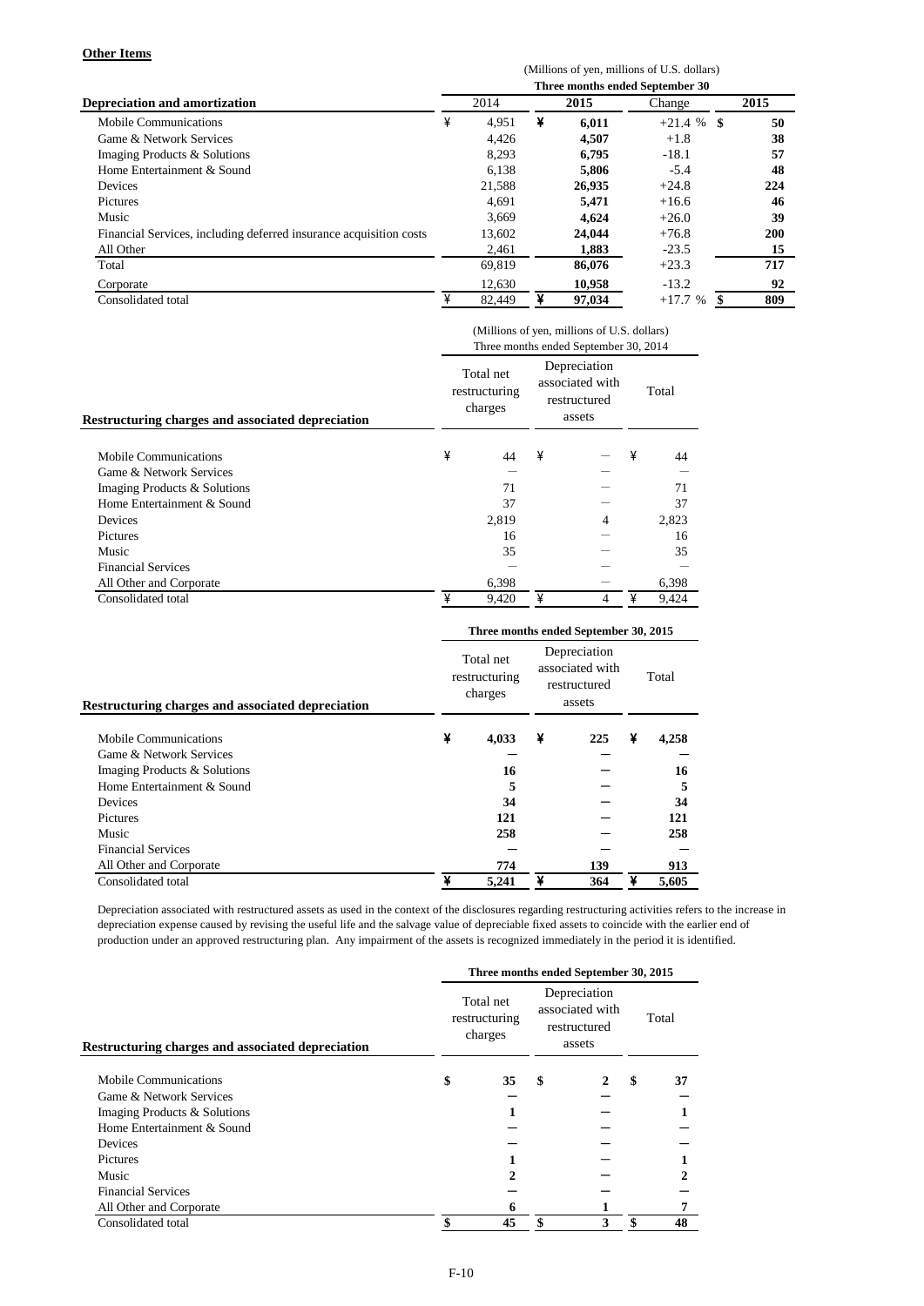**Other Items**

| Depreciation and amortization | (Millions of yen, millions of U.S. dollars) | | | |
|---|---|---|---|---|
| | Three months ended September 30 | | | |
| | 2014 | **2015** | Change | **2015** |
| Mobile Communications | ¥ 4,951 | ¥ **6,011** | +21.4 % | $ **50** |
| Game & Network Services | 4,426 | **4,507** | +1.8 | **38** |
| Imaging Products & Solutions | 8,293 | **6,795** | -18.1 | **57** |
| Home Entertainment & Sound | 6,138 | **5,806** | -5.4 | **48** |
| Devices | 21,588 | **26,935** | +24.8 | **224** |
| Pictures | 4,691 | **5,471** | +16.6 | **46** |
| Music | 3,669 | **4,624** | +26.0 | **39** |
| Financial Services, including deferred insurance acquisition costs | 13,602 | **24,044** | +76.8 | **200** |
| All Other | 2,461 | **1,883** | -23.5 | **15** |
| Total | 69,819 | **86,076** | +23.3 | **717** |
| Corporate | 12,630 | **10,958** | -13.2 | **92** |
| Consolidated total | ¥ 82,449 | ¥ **97,034** | +17.7 % | $ **809** |

| Restructuring charges and associated depreciation | (Millions of yen, millions of U.S. dollars) Three months ended September 30, 2014 | | |
|---|---|---|---|
| | Total net restructuring charges | Depreciation associated with restructured assets | Total |
| Mobile Communications | ¥ 44 | ¥ — | ¥ 44 |
| Game & Network Services | — | — | — |
| Imaging Products & Solutions | 71 | — | 71 |
| Home Entertainment & Sound | 37 | — | 37 |
| Devices | 2,819 | 4 | 2,823 |
| Pictures | 16 | — | 16 |
| Music | 35 | — | 35 |
| Financial Services | — | — | — |
| All Other and Corporate | 6,398 | — | 6,398 |
| Consolidated total | ¥ 9,420 | ¥ 4 | ¥ 9,424 |

| Restructuring charges and associated depreciation | **Three months ended September 30, 2015** | | |
|---|---|---|---|
| | Total net restructuring charges | Depreciation associated with restructured assets | Total |
| Mobile Communications | ¥ **4,033** | ¥ **225** | ¥ **4,258** |
| Game & Network Services | **—** | **—** | **—** |
| Imaging Products & Solutions | **16** | **—** | **16** |
| Home Entertainment & Sound | **5** | **—** | **5** |
| Devices | **34** | **—** | **34** |
| Pictures | **121** | **—** | **121** |
| Music | **258** | **—** | **258** |
| Financial Services | **—** | **—** | **—** |
| All Other and Corporate | **774** | **139** | **913** |
| Consolidated total | ¥ **5,241** | ¥ **364** | ¥ **5,605** |

Depreciation associated with restructured assets as used in the context of the disclosures regarding restructuring activities refers to the increase in depreciation expense caused by revising the useful life and the salvage value of depreciable fixed assets to coincide with the earlier end of production under an approved restructuring plan. Any impairment of the assets is recognized immediately in the period it is identified.

| Restructuring charges and associated depreciation | **Three months ended September 30, 2015** | | |
|---|---|---|---|
| | Total net restructuring charges | Depreciation associated with restructured assets | Total |
| Mobile Communications | $ **35** | $ **2** | $ **37** |
| Game & Network Services | **—** | **—** | **—** |
| Imaging Products & Solutions | **1** | **—** | **1** |
| Home Entertainment & Sound | **—** | **—** | **—** |
| Devices | **—** | **—** | **—** |
| Pictures | **1** | **—** | **1** |
| Music | **2** | **—** | **2** |
| Financial Services | **—** | **—** | **—** |
| All Other and Corporate | **6** | **1** | **7** |
| Consolidated total | $ **45** | $ **3** | $ **48** |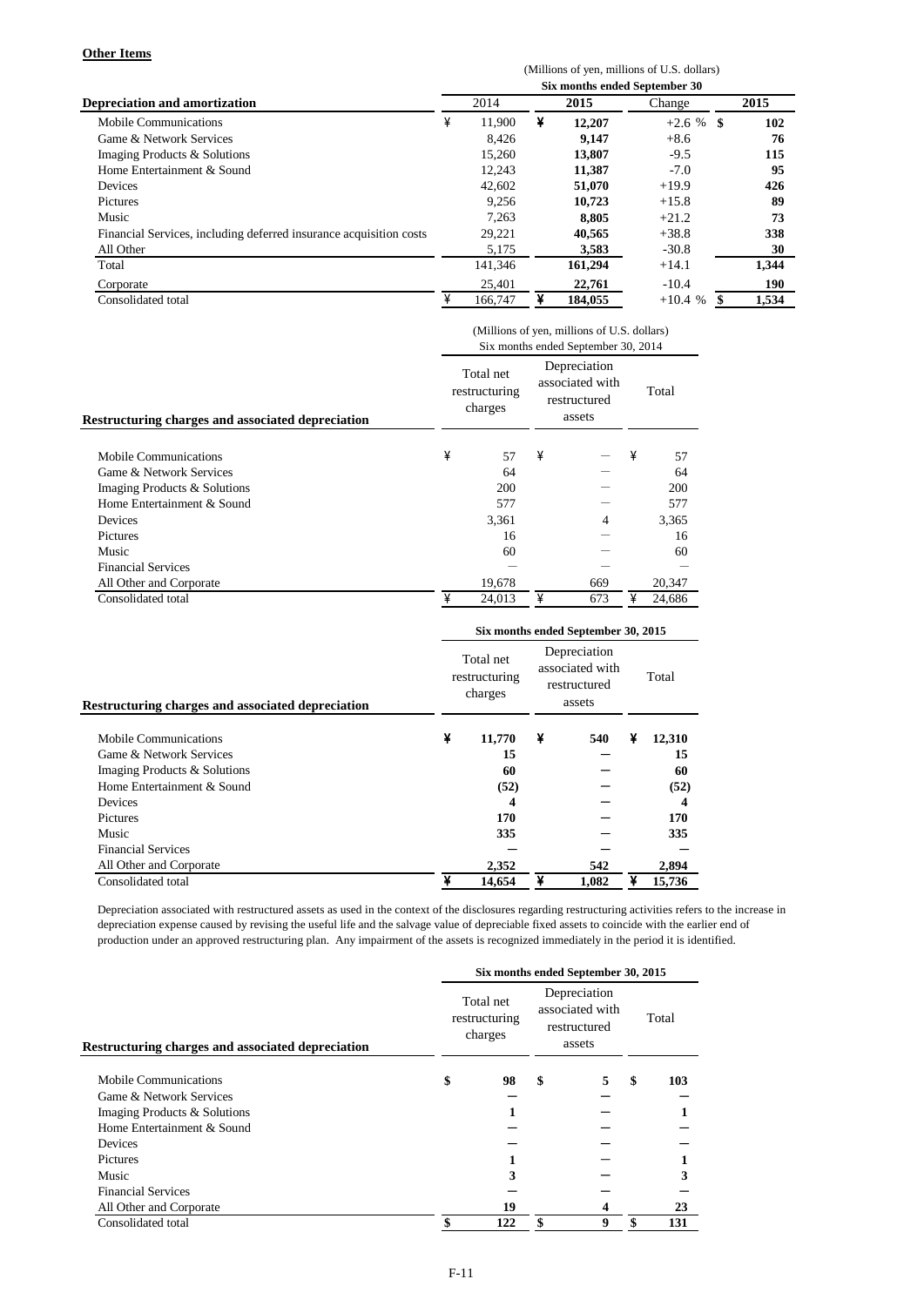**Other Items**

| Depreciation and amortization | (Millions of yen, millions of U.S. dollars) Six months ended September 30 | | | |
|---|---|---|---|---|
| | 2014 | 2015 | Change | 2015 |
| Mobile Communications | ¥ 11,900 | ¥ 12,207 | +2.6 % | $ 102 |
| Game & Network Services | 8,426 | 9,147 | +8.6 | 76 |
| Imaging Products & Solutions | 15,260 | 13,807 | -9.5 | 115 |
| Home Entertainment & Sound | 12,243 | 11,387 | -7.0 | 95 |
| Devices | 42,602 | 51,070 | +19.9 | 426 |
| Pictures | 9,256 | 10,723 | +15.8 | 89 |
| Music | 7,263 | 8,805 | +21.2 | 73 |
| Financial Services, including deferred insurance acquisition costs | 29,221 | 40,565 | +38.8 | 338 |
| All Other | 5,175 | 3,583 | -30.8 | 30 |
| Total | 141,346 | 161,294 | +14.1 | 1,344 |
| Corporate | 25,401 | 22,761 | -10.4 | 190 |
| Consolidated total | ¥ 166,747 | ¥ 184,055 | +10.4 % | $ 1,534 |

| Restructuring charges and associated depreciation | (Millions of yen, millions of U.S. dollars) Six months ended September 30, 2014 | | |
|---|---|---|---|
| | Total net restructuring charges | Depreciation associated with restructured assets | Total |
| Mobile Communications | ¥ 57 | ¥ — | ¥ 57 |
| Game & Network Services | 64 | — | 64 |
| Imaging Products & Solutions | 200 | — | 200 |
| Home Entertainment & Sound | 577 | — | 577 |
| Devices | 3,361 | 4 | 3,365 |
| Pictures | 16 | — | 16 |
| Music | 60 | — | 60 |
| Financial Services | — | — | — |
| All Other and Corporate | 19,678 | 669 | 20,347 |
| Consolidated total | ¥ 24,013 | ¥ 673 | ¥ 24,686 |

| Restructuring charges and associated depreciation | Six months ended September 30, 2015 | | |
|---|---|---|---|
| | Total net restructuring charges | Depreciation associated with restructured assets | Total |
| Mobile Communications | ¥ 11,770 | ¥ 540 | ¥ 12,310 |
| Game & Network Services | 15 | — | 15 |
| Imaging Products & Solutions | 60 | — | 60 |
| Home Entertainment & Sound | (52) | — | (52) |
| Devices | 4 | — | 4 |
| Pictures | 170 | — | 170 |
| Music | 335 | — | 335 |
| Financial Services | — | — | — |
| All Other and Corporate | 2,352 | 542 | 2,894 |
| Consolidated total | ¥ 14,654 | ¥ 1,082 | ¥ 15,736 |

Depreciation associated with restructured assets as used in the context of the disclosures regarding restructuring activities refers to the increase in depreciation expense caused by revising the useful life and the salvage value of depreciable fixed assets to coincide with the earlier end of production under an approved restructuring plan. Any impairment of the assets is recognized immediately in the period it is identified.

| Restructuring charges and associated depreciation | Six months ended September 30, 2015 | | |
|---|---|---|---|
| | Total net restructuring charges | Depreciation associated with restructured assets | Total |
| Mobile Communications | $ 98 | $ 5 | $ 103 |
| Game & Network Services | — | — | — |
| Imaging Products & Solutions | 1 | — | 1 |
| Home Entertainment & Sound | — | — | — |
| Devices | — | — | — |
| Pictures | 1 | — | 1 |
| Music | 3 | — | 3 |
| Financial Services | — | — | — |
| All Other and Corporate | 19 | 4 | 23 |
| Consolidated total | $ 122 | $ 9 | $ 131 |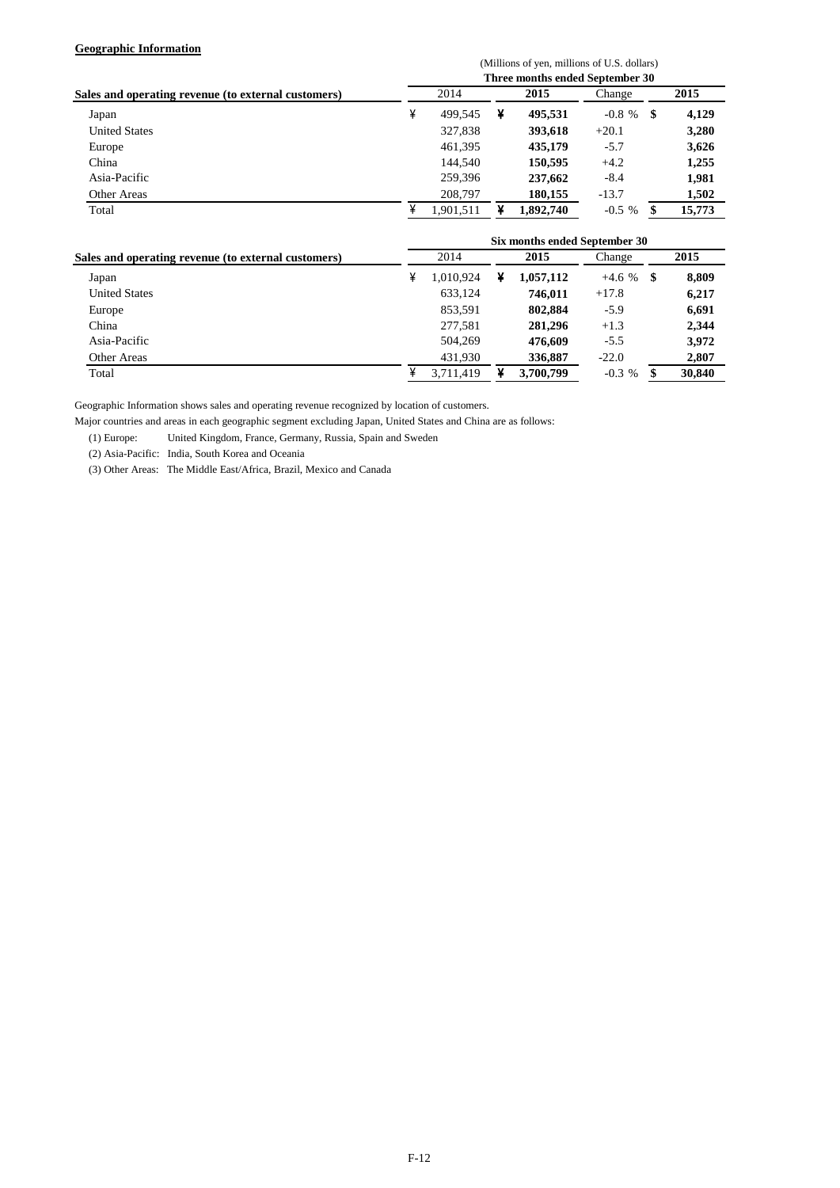**Geographic Information**

(Millions of yen, millions of U.S. dollars)

| Sales and operating revenue (to external customers) | Three months ended September 30 | | | |
|---|---|---|---|---|
| | 2014 | **2015** | Change | **2015** |
| Japan | ¥ 499,545 | ¥ **495,531** | -0.8 % | $ **4,129** |
| United States | 327,838 | **393,618** | +20.1 | **3,280** |
| Europe | 461,395 | **435,179** | -5.7 | **3,626** |
| China | 144,540 | **150,595** | +4.2 | **1,255** |
| Asia-Pacific | 259,396 | **237,662** | -8.4 | **1,981** |
| Other Areas | 208,797 | **180,155** | -13.7 | **1,502** |
| Total | ¥ 1,901,511 | ¥ **1,892,740** | -0.5 % | $ **15,773** |

| Sales and operating revenue (to external customers) | Six months ended September 30 | | | |
|---|---|---|---|---|
| | 2014 | **2015** | Change | **2015** |
| Japan | ¥ 1,010,924 | ¥ **1,057,112** | +4.6 % | $ **8,809** |
| United States | 633,124 | **746,011** | +17.8 | **6,217** |
| Europe | 853,591 | **802,884** | -5.9 | **6,691** |
| China | 277,581 | **281,296** | +1.3 | **2,344** |
| Asia-Pacific | 504,269 | **476,609** | -5.5 | **3,972** |
| Other Areas | 431,930 | **336,887** | -22.0 | **2,807** |
| Total | ¥ 3,711,419 | ¥ **3,700,799** | -0.3 % | $ **30,840** |

Geographic Information shows sales and operating revenue recognized by location of customers.

Major countries and areas in each geographic segment excluding Japan, United States and China are as follows:

(1) Europe: United Kingdom, France, Germany, Russia, Spain and Sweden

(2) Asia-Pacific: India, South Korea and Oceania

(3) Other Areas: The Middle East/Africa, Brazil, Mexico and Canada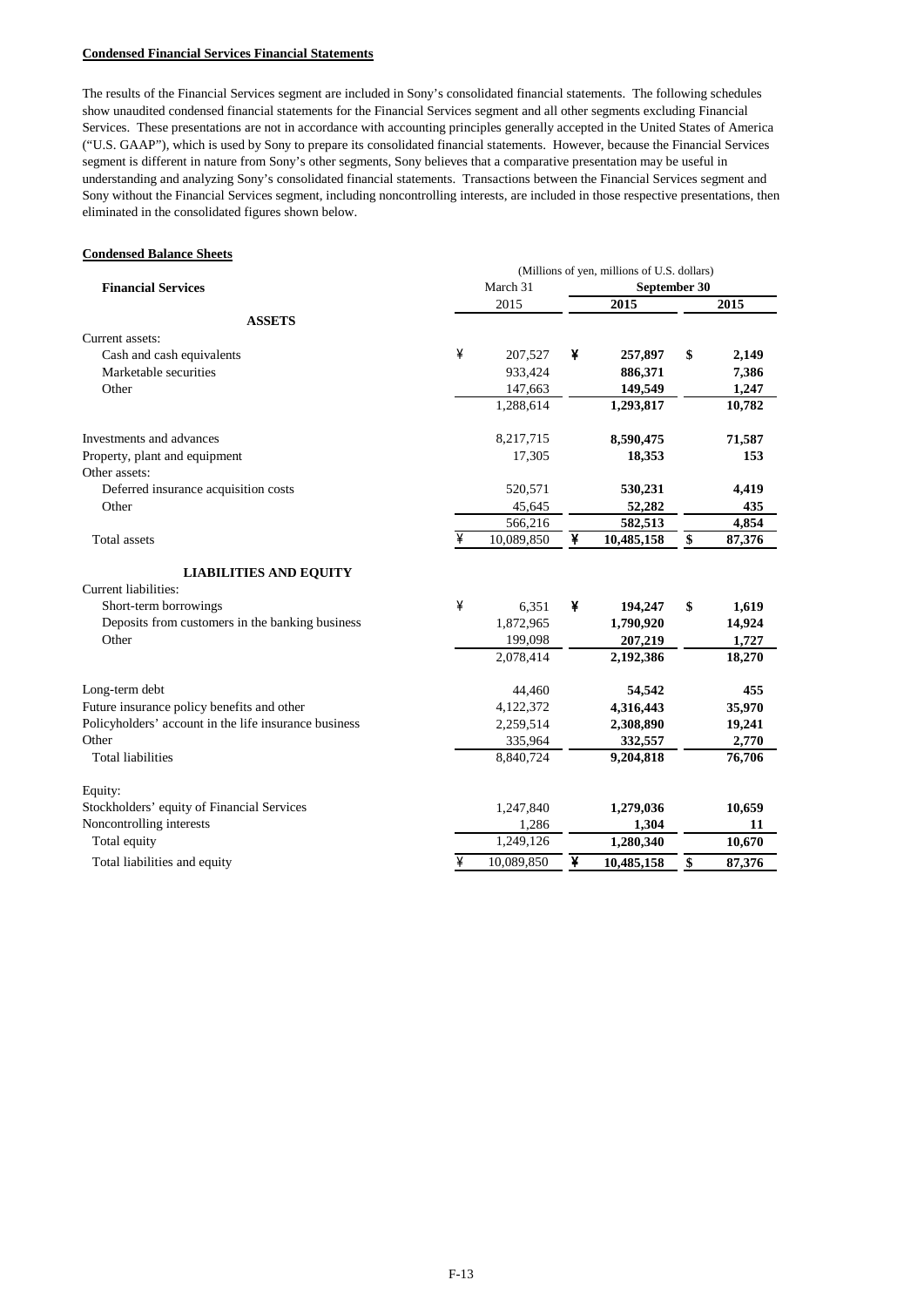**Condensed Financial Services Financial Statements**

The results of the Financial Services segment are included in Sony's consolidated financial statements. The following schedules show unaudited condensed financial statements for the Financial Services segment and all other segments excluding Financial Services. These presentations are not in accordance with accounting principles generally accepted in the United States of America ("U.S. GAAP"), which is used by Sony to prepare its consolidated financial statements. However, because the Financial Services segment is different in nature from Sony's other segments, Sony believes that a comparative presentation may be useful in understanding and analyzing Sony's consolidated financial statements. Transactions between the Financial Services segment and Sony without the Financial Services segment, including noncontrolling interests, are included in those respective presentations, then eliminated in the consolidated figures shown below.

**Condensed Balance Sheets**

| | (Millions of yen, millions of U.S. dollars) | | |
|---|---|---|---|
| **Financial Services** | March 31 | **September 30** | |
| | 2015 | **2015** | **2015** |
| **ASSETS** | | | |
| Current assets: | | | |
| Cash and cash equivalents | ¥ 207,527 | **¥ 257,897** | **$ 2,149** |
| Marketable securities | 933,424 | **886,371** | **7,386** |
| Other | 147,663 | **149,549** | **1,247** |
| | 1,288,614 | **1,293,817** | **10,782** |
| Investments and advances | 8,217,715 | **8,590,475** | **71,587** |
| Property, plant and equipment | 17,305 | **18,353** | **153** |
| Other assets: | | | |
| Deferred insurance acquisition costs | 520,571 | **530,231** | **4,419** |
| Other | 45,645 | **52,282** | **435** |
| | 566,216 | **582,513** | **4,854** |
| Total assets | ¥ 10,089,850 | **¥ 10,485,158** | **$ 87,376** |
| **LIABILITIES AND EQUITY** | | | |
| Current liabilities: | | | |
| Short-term borrowings | ¥ 6,351 | **¥ 194,247** | **$ 1,619** |
| Deposits from customers in the banking business | 1,872,965 | **1,790,920** | **14,924** |
| Other | 199,098 | **207,219** | **1,727** |
| | 2,078,414 | **2,192,386** | **18,270** |
| Long-term debt | 44,460 | **54,542** | **455** |
| Future insurance policy benefits and other | 4,122,372 | **4,316,443** | **35,970** |
| Policyholders' account in the life insurance business | 2,259,514 | **2,308,890** | **19,241** |
| Other | 335,964 | **332,557** | **2,770** |
| Total liabilities | 8,840,724 | **9,204,818** | **76,706** |
| Equity: | | | |
| Stockholders' equity of Financial Services | 1,247,840 | **1,279,036** | **10,659** |
| Noncontrolling interests | 1,286 | **1,304** | **11** |
| Total equity | 1,249,126 | **1,280,340** | **10,670** |
| Total liabilities and equity | ¥ 10,089,850 | **¥ 10,485,158** | **$ 87,376** |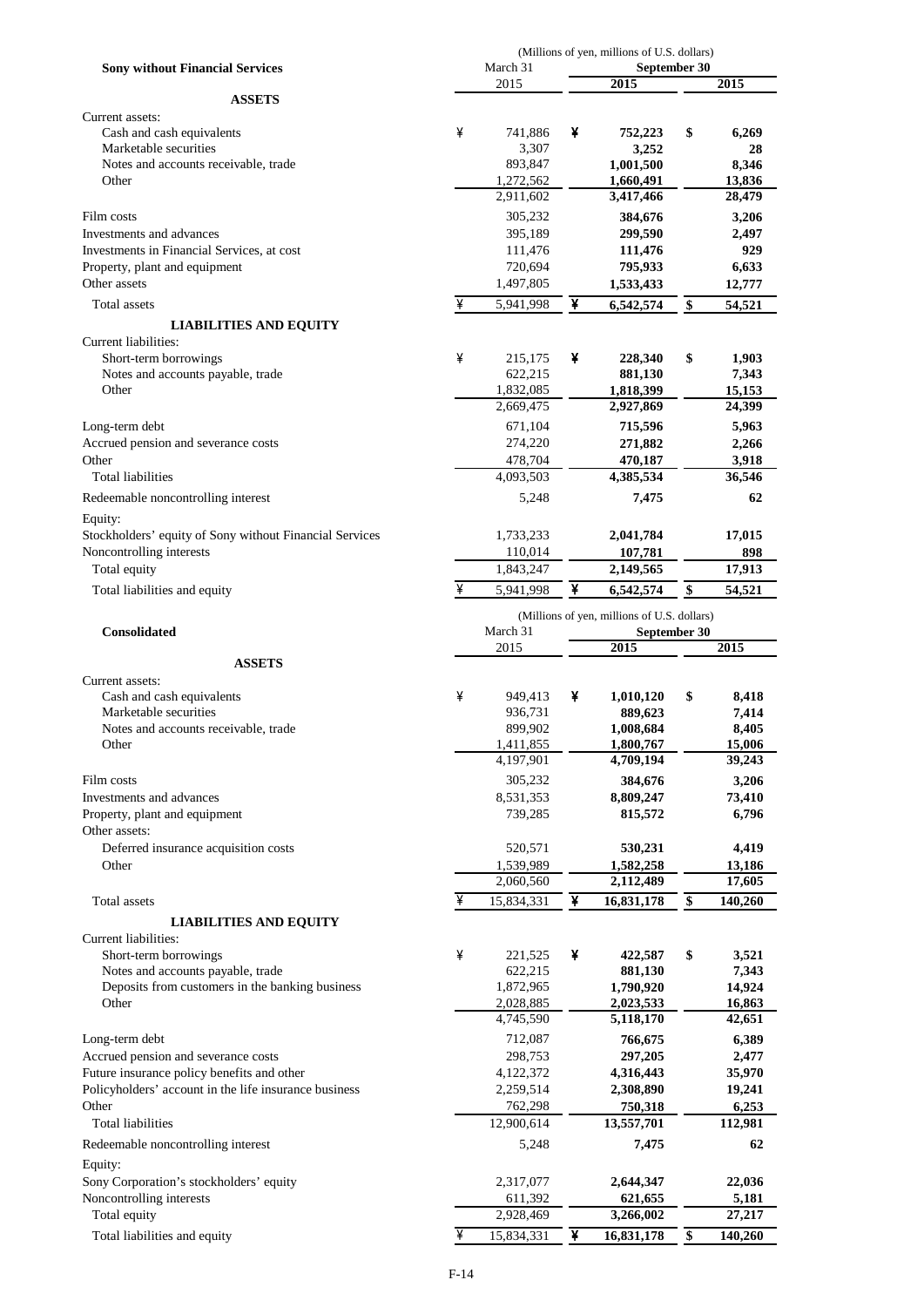| Sony without Financial Services | March 31 2015 | September 30 2015 | September 30 2015 |
|---|---|---|---|
| | (Millions of yen, millions of U.S. dollars) | | |
| **ASSETS** | | | |
| Current assets: | | | |
| Cash and cash equivalents | ¥ 741,886 | ¥ **752,223** | $ **6,269** |
| Marketable securities | 3,307 | **3,252** | **28** |
| Notes and accounts receivable, trade | 893,847 | **1,001,500** | **8,346** |
| Other | 1,272,562 | **1,660,491** | **13,836** |
| | 2,911,602 | **3,417,466** | **28,479** |
| Film costs | 305,232 | **384,676** | **3,206** |
| Investments and advances | 395,189 | **299,590** | **2,497** |
| Investments in Financial Services, at cost | 111,476 | **111,476** | **929** |
| Property, plant and equipment | 720,694 | **795,933** | **6,633** |
| Other assets | 1,497,805 | **1,533,433** | **12,777** |
| Total assets | ¥ 5,941,998 | ¥ **6,542,574** | $ **54,521** |
| **LIABILITIES AND EQUITY** | | | |
| Current liabilities: | | | |
| Short-term borrowings | ¥ 215,175 | ¥ **228,340** | $ **1,903** |
| Notes and accounts payable, trade | 622,215 | **881,130** | **7,343** |
| Other | 1,832,085 | **1,818,399** | **15,153** |
| | 2,669,475 | **2,927,869** | **24,399** |
| Long-term debt | 671,104 | **715,596** | **5,963** |
| Accrued pension and severance costs | 274,220 | **271,882** | **2,266** |
| Other | 478,704 | **470,187** | **3,918** |
| Total liabilities | 4,093,503 | **4,385,534** | **36,546** |
| Redeemable noncontrolling interest | 5,248 | **7,475** | **62** |
| Equity: | | | |
| Stockholders' equity of Sony without Financial Services | 1,733,233 | **2,041,784** | **17,015** |
| Noncontrolling interests | 110,014 | **107,781** | **898** |
| Total equity | 1,843,247 | **2,149,565** | **17,913** |
| Total liabilities and equity | ¥ 5,941,998 | ¥ **6,542,574** | $ **54,521** |

| Consolidated | March 31 2015 | September 30 2015 | September 30 2015 |
|---|---|---|---|
| | (Millions of yen, millions of U.S. dollars) | | |
| **ASSETS** | | | |
| Current assets: | | | |
| Cash and cash equivalents | ¥ 949,413 | ¥ **1,010,120** | $ **8,418** |
| Marketable securities | 936,731 | **889,623** | **7,414** |
| Notes and accounts receivable, trade | 899,902 | **1,008,684** | **8,405** |
| Other | 1,411,855 | **1,800,767** | **15,006** |
| | 4,197,901 | **4,709,194** | **39,243** |
| Film costs | 305,232 | **384,676** | **3,206** |
| Investments and advances | 8,531,353 | **8,809,247** | **73,410** |
| Property, plant and equipment | 739,285 | **815,572** | **6,796** |
| Other assets: | | | |
| Deferred insurance acquisition costs | 520,571 | **530,231** | **4,419** |
| Other | 1,539,989 | **1,582,258** | **13,186** |
| | 2,060,560 | **2,112,489** | **17,605** |
| Total assets | ¥ 15,834,331 | ¥ **16,831,178** | $ **140,260** |
| **LIABILITIES AND EQUITY** | | | |
| Current liabilities: | | | |
| Short-term borrowings | ¥ 221,525 | ¥ **422,587** | $ **3,521** |
| Notes and accounts payable, trade | 622,215 | **881,130** | **7,343** |
| Deposits from customers in the banking business | 1,872,965 | **1,790,920** | **14,924** |
| Other | 2,028,885 | **2,023,533** | **16,863** |
| | 4,745,590 | **5,118,170** | **42,651** |
| Long-term debt | 712,087 | **766,675** | **6,389** |
| Accrued pension and severance costs | 298,753 | **297,205** | **2,477** |
| Future insurance policy benefits and other | 4,122,372 | **4,316,443** | **35,970** |
| Policyholders' account in the life insurance business | 2,259,514 | **2,308,890** | **19,241** |
| Other | 762,298 | **750,318** | **6,253** |
| Total liabilities | 12,900,614 | **13,557,701** | **112,981** |
| Redeemable noncontrolling interest | 5,248 | **7,475** | **62** |
| Equity: | | | |
| Sony Corporation's stockholders' equity | 2,317,077 | **2,644,347** | **22,036** |
| Noncontrolling interests | 611,392 | **621,655** | **5,181** |
| Total equity | 2,928,469 | **3,266,002** | **27,217** |
| Total liabilities and equity | ¥ 15,834,331 | ¥ **16,831,178** | $ **140,260** |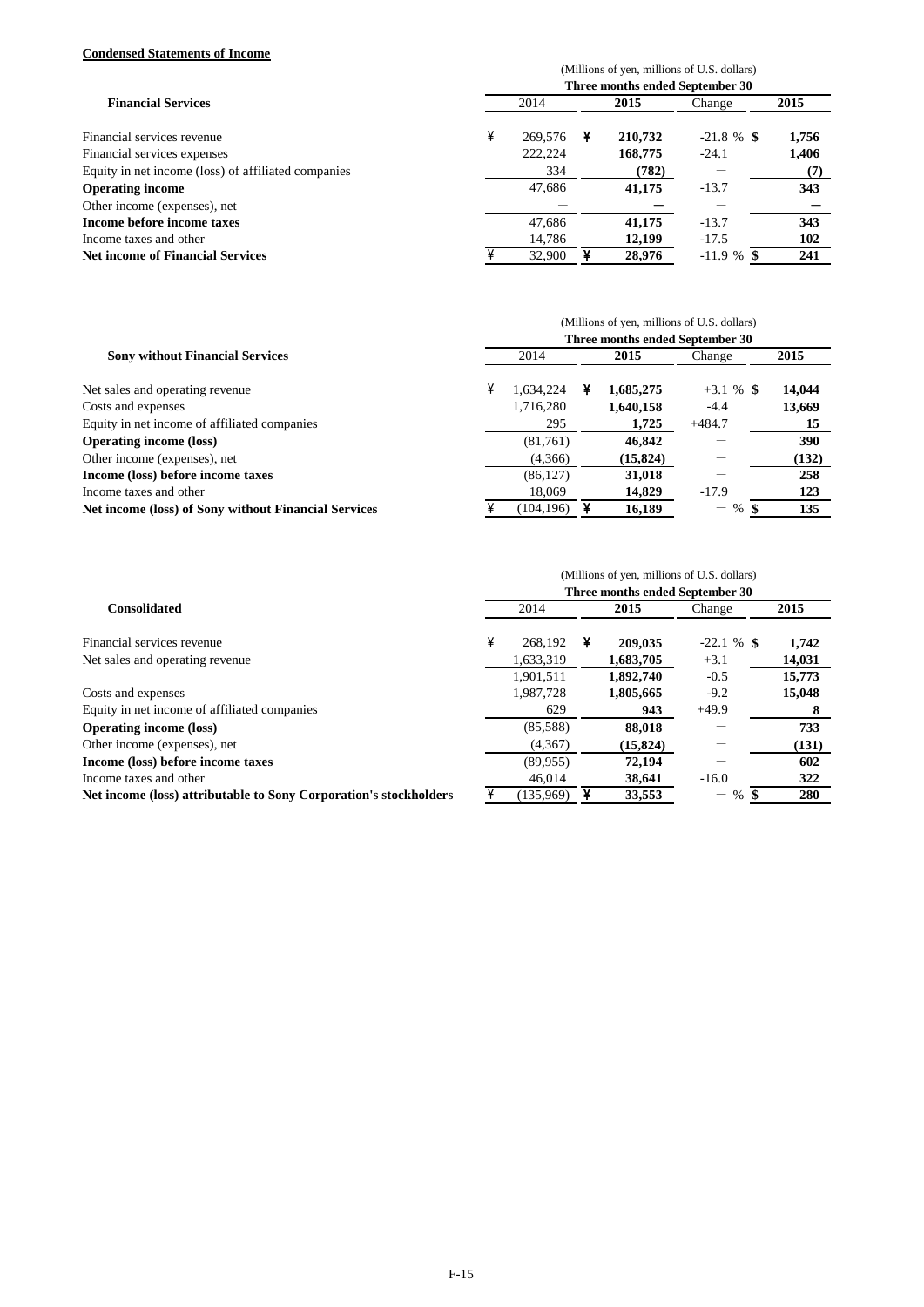**Condensed Statements of Income**

| Financial Services | 2014 | 2015 | Change | 2015 |
|---|---|---|---|---|
| | (Millions of yen, millions of U.S. dollars) | | | |
| | Three months ended September 30 | | | |
| Financial services revenue | ¥ 269,576 | ¥ 210,732 | -21.8 % | $ 1,756 |
| Financial services expenses | 222,224 | 168,775 | -24.1 | 1,406 |
| Equity in net income (loss) of affiliated companies | 334 | (782) | — | (7) |
| **Operating income** | 47,686 | 41,175 | -13.7 | 343 |
| Other income (expenses), net | — | — | — | — |
| **Income before income taxes** | 47,686 | 41,175 | -13.7 | 343 |
| Income taxes and other | 14,786 | 12,199 | -17.5 | 102 |
| **Net income of Financial Services** | ¥ 32,900 | ¥ 28,976 | -11.9 % | $ 241 |

| Sony without Financial Services | 2014 | 2015 | Change | 2015 |
|---|---|---|---|---|
| | (Millions of yen, millions of U.S. dollars) | | | |
| | Three months ended September 30 | | | |
| Net sales and operating revenue | ¥ 1,634,224 | ¥ 1,685,275 | +3.1 % | $ 14,044 |
| Costs and expenses | 1,716,280 | 1,640,158 | -4.4 | 13,669 |
| Equity in net income of affiliated companies | 295 | 1,725 | +484.7 | 15 |
| **Operating income (loss)** | (81,761) | 46,842 | — | 390 |
| Other income (expenses), net | (4,366) | (15,824) | — | (132) |
| **Income (loss) before income taxes** | (86,127) | 31,018 | — | 258 |
| Income taxes and other | 18,069 | 14,829 | -17.9 | 123 |
| **Net income (loss) of Sony without Financial Services** | ¥ (104,196) | ¥ 16,189 | — % | $ 135 |

| Consolidated | 2014 | 2015 | Change | 2015 |
|---|---|---|---|---|
| | (Millions of yen, millions of U.S. dollars) | | | |
| | Three months ended September 30 | | | |
| Financial services revenue | ¥ 268,192 | ¥ 209,035 | -22.1 % | $ 1,742 |
| Net sales and operating revenue | 1,633,319 | 1,683,705 | +3.1 | 14,031 |
| | 1,901,511 | 1,892,740 | -0.5 | 15,773 |
| Costs and expenses | 1,987,728 | 1,805,665 | -9.2 | 15,048 |
| Equity in net income of affiliated companies | 629 | 943 | +49.9 | 8 |
| **Operating income (loss)** | (85,588) | 88,018 | — | 733 |
| Other income (expenses), net | (4,367) | (15,824) | — | (131) |
| **Income (loss) before income taxes** | (89,955) | 72,194 | — | 602 |
| Income taxes and other | 46,014 | 38,641 | -16.0 | 322 |
| **Net income (loss) attributable to Sony Corporation's stockholders** | ¥ (135,969) | ¥ 33,553 | — % | $ 280 |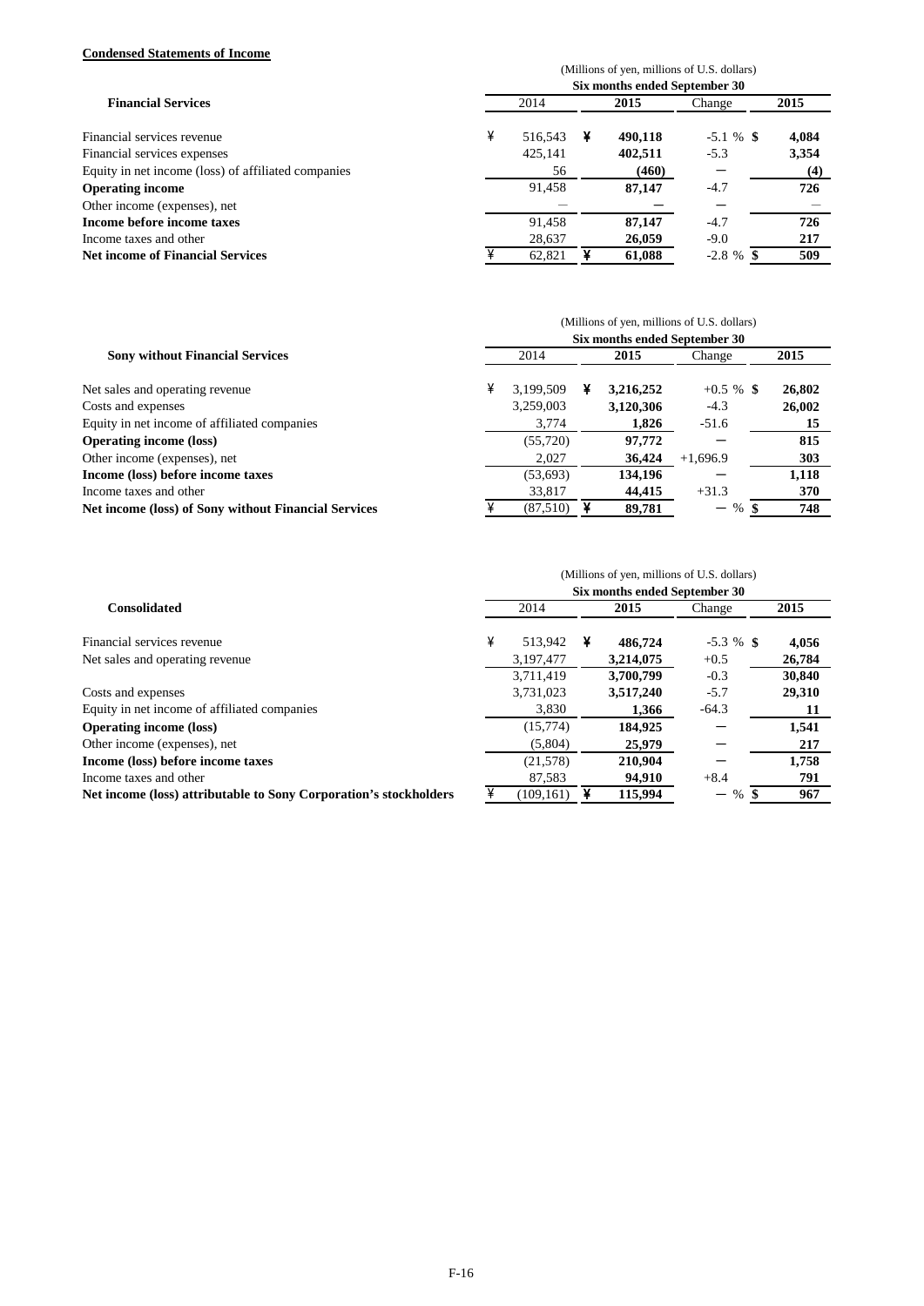**Condensed Statements of Income**

| Financial Services | (Millions of yen, millions of U.S. dollars) | | | |
|---|---|---|---|---|
| | Six months ended September 30 | | | |
| | 2014 | 2015 | Change | 2015 |
| Financial services revenue | ¥ 516,543 | ¥ **490,118** | -5.1 % | $ **4,084** |
| Financial services expenses | 425,141 | **402,511** | -5.3 | **3,354** |
| Equity in net income (loss) of affiliated companies | 56 | **(460)** | ─ | **(4)** |
| **Operating income** | 91,458 | **87,147** | -4.7 | **726** |
| Other income (expenses), net | ─ | **─** | ─ | ─ |
| **Income before income taxes** | 91,458 | **87,147** | -4.7 | **726** |
| Income taxes and other | 28,637 | **26,059** | -9.0 | **217** |
| **Net income of Financial Services** | ¥ 62,821 | ¥ **61,088** | -2.8 % | $ **509** |

| Sony without Financial Services | (Millions of yen, millions of U.S. dollars) | | | |
|---|---|---|---|---|
| | Six months ended September 30 | | | |
| | 2014 | 2015 | Change | 2015 |
| Net sales and operating revenue | ¥ 3,199,509 | ¥ **3,216,252** | +0.5 % | $ **26,802** |
| Costs and expenses | 3,259,003 | **3,120,306** | -4.3 | **26,002** |
| Equity in net income of affiliated companies | 3,774 | **1,826** | -51.6 | **15** |
| **Operating income (loss)** | (55,720) | **97,772** | ─ | **815** |
| Other income (expenses), net | 2,027 | **36,424** | +1,696.9 | **303** |
| **Income (loss) before income taxes** | (53,693) | **134,196** | ─ | **1,118** |
| Income taxes and other | 33,817 | **44,415** | +31.3 | **370** |
| **Net income (loss) of Sony without Financial Services** | ¥ (87,510) | ¥ **89,781** | ─ % | $ **748** |

| Consolidated | (Millions of yen, millions of U.S. dollars) | | | |
|---|---|---|---|---|
| | Six months ended September 30 | | | |
| | 2014 | 2015 | Change | 2015 |
| Financial services revenue | ¥ 513,942 | ¥ **486,724** | -5.3 % | $ **4,056** |
| Net sales and operating revenue | 3,197,477 | **3,214,075** | +0.5 | **26,784** |
| | 3,711,419 | **3,700,799** | -0.3 | **30,840** |
| Costs and expenses | 3,731,023 | **3,517,240** | -5.7 | **29,310** |
| Equity in net income of affiliated companies | 3,830 | **1,366** | -64.3 | **11** |
| **Operating income (loss)** | (15,774) | **184,925** | ─ | **1,541** |
| Other income (expenses), net | (5,804) | **25,979** | ─ | **217** |
| **Income (loss) before income taxes** | (21,578) | **210,904** | ─ | **1,758** |
| Income taxes and other | 87,583 | **94,910** | +8.4 | **791** |
| **Net income (loss) attributable to Sony Corporation's stockholders** | ¥ (109,161) | ¥ **115,994** | ─ % | $ **967** |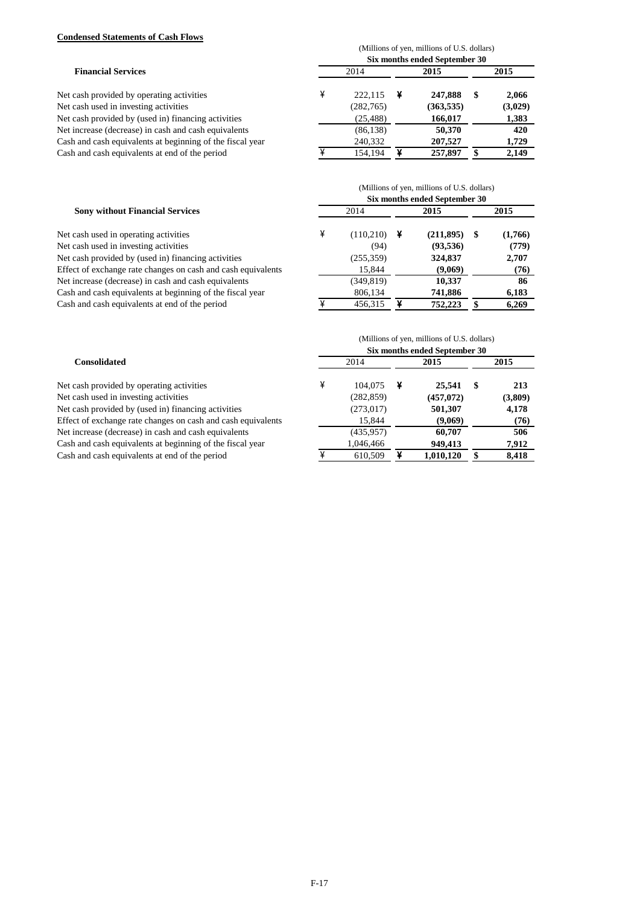**Condensed Statements of Cash Flows**

| Financial Services | (Millions of yen, millions of U.S. dollars) Six months ended September 30 | | |
|---|---|---|---|
| | 2014 | 2015 | 2015 |
| Net cash provided by operating activities | ¥ 222,115 | ¥ 247,888 | $ 2,066 |
| Net cash used in investing activities | (282,765) | (363,535) | (3,029) |
| Net cash provided by (used in) financing activities | (25,488) | 166,017 | 1,383 |
| Net increase (decrease) in cash and cash equivalents | (86,138) | 50,370 | 420 |
| Cash and cash equivalents at beginning of the fiscal year | 240,332 | 207,527 | 1,729 |
| Cash and cash equivalents at end of the period | ¥ 154,194 | ¥ 257,897 | $ 2,149 |

| Sony without Financial Services | (Millions of yen, millions of U.S. dollars) Six months ended September 30 | | |
|---|---|---|---|
| | 2014 | 2015 | 2015 |
| Net cash used in operating activities | ¥ (110,210) | ¥ (211,895) | $ (1,766) |
| Net cash used in investing activities | (94) | (93,536) | (779) |
| Net cash provided by (used in) financing activities | (255,359) | 324,837 | 2,707 |
| Effect of exchange rate changes on cash and cash equivalents | 15,844 | (9,069) | (76) |
| Net increase (decrease) in cash and cash equivalents | (349,819) | 10,337 | 86 |
| Cash and cash equivalents at beginning of the fiscal year | 806,134 | 741,886 | 6,183 |
| Cash and cash equivalents at end of the period | ¥ 456,315 | ¥ 752,223 | $ 6,269 |

| Consolidated | (Millions of yen, millions of U.S. dollars) Six months ended September 30 | | |
|---|---|---|---|
| | 2014 | 2015 | 2015 |
| Net cash provided by operating activities | ¥ 104,075 | ¥ 25,541 | $ 213 |
| Net cash used in investing activities | (282,859) | (457,072) | (3,809) |
| Net cash provided by (used in) financing activities | (273,017) | 501,307 | 4,178 |
| Effect of exchange rate changes on cash and cash equivalents | 15,844 | (9,069) | (76) |
| Net increase (decrease) in cash and cash equivalents | (435,957) | 60,707 | 506 |
| Cash and cash equivalents at beginning of the fiscal year | 1,046,466 | 949,413 | 7,912 |
| Cash and cash equivalents at end of the period | ¥ 610,509 | ¥ 1,010,120 | $ 8,418 |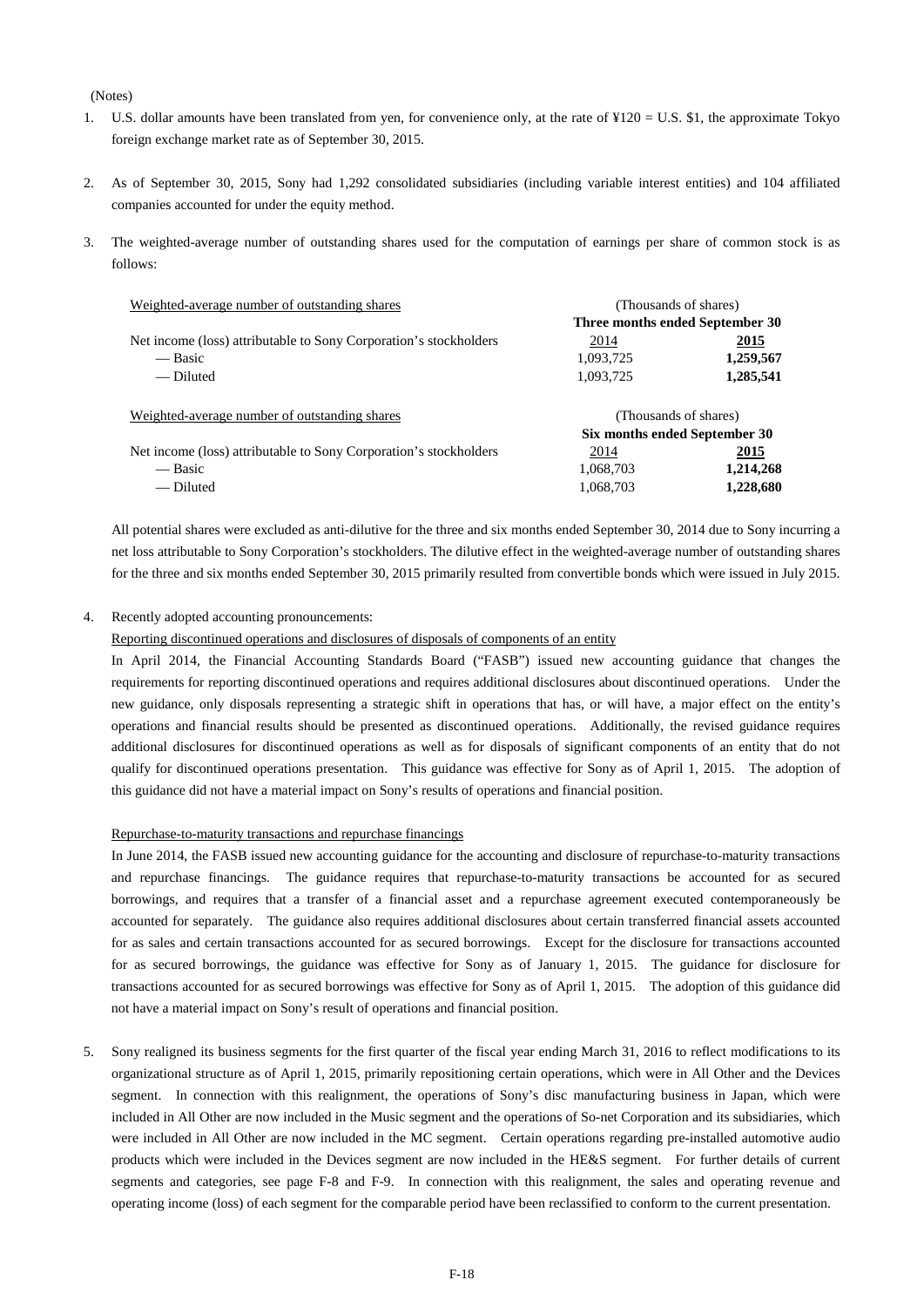(Notes)

1. U.S. dollar amounts have been translated from yen, for convenience only, at the rate of ¥120 = U.S. $1, the approximate Tokyo foreign exchange market rate as of September 30, 2015.

2. As of September 30, 2015, Sony had 1,292 consolidated subsidiaries (including variable interest entities) and 104 affiliated companies accounted for under the equity method.

3. The weighted-average number of outstanding shares used for the computation of earnings per share of common stock is as follows:

| Weighted-average number of outstanding shares | (Thousands of shares) | |
|---|---|---|
| | **Three months ended September 30** | |
| Net income (loss) attributable to Sony Corporation's stockholders | 2014 | **2015** |
| — Basic | 1,093,725 | **1,259,567** |
| — Diluted | 1,093,725 | **1,285,541** |

| Weighted-average number of outstanding shares | (Thousands of shares) | |
|---|---|---|
| | **Six months ended September 30** | |
| Net income (loss) attributable to Sony Corporation's stockholders | 2014 | **2015** |
| — Basic | 1,068,703 | **1,214,268** |
| — Diluted | 1,068,703 | **1,228,680** |

All potential shares were excluded as anti-dilutive for the three and six months ended September 30, 2014 due to Sony incurring a net loss attributable to Sony Corporation's stockholders. The dilutive effect in the weighted-average number of outstanding shares for the three and six months ended September 30, 2015 primarily resulted from convertible bonds which were issued in July 2015.

4. Recently adopted accounting pronouncements:

Reporting discontinued operations and disclosures of disposals of components of an entity

In April 2014, the Financial Accounting Standards Board ("FASB") issued new accounting guidance that changes the requirements for reporting discontinued operations and requires additional disclosures about discontinued operations. Under the new guidance, only disposals representing a strategic shift in operations that has, or will have, a major effect on the entity's operations and financial results should be presented as discontinued operations. Additionally, the revised guidance requires additional disclosures for discontinued operations as well as for disposals of significant components of an entity that do not qualify for discontinued operations presentation. This guidance was effective for Sony as of April 1, 2015. The adoption of this guidance did not have a material impact on Sony's results of operations and financial position.

Repurchase-to-maturity transactions and repurchase financings

In June 2014, the FASB issued new accounting guidance for the accounting and disclosure of repurchase-to-maturity transactions and repurchase financings. The guidance requires that repurchase-to-maturity transactions be accounted for as secured borrowings, and requires that a transfer of a financial asset and a repurchase agreement executed contemporaneously be accounted for separately. The guidance also requires additional disclosures about certain transferred financial assets accounted for as sales and certain transactions accounted for as secured borrowings. Except for the disclosure for transactions accounted for as secured borrowings, the guidance was effective for Sony as of January 1, 2015. The guidance for disclosure for transactions accounted for as secured borrowings was effective for Sony as of April 1, 2015. The adoption of this guidance did not have a material impact on Sony's result of operations and financial position.

5. Sony realigned its business segments for the first quarter of the fiscal year ending March 31, 2016 to reflect modifications to its organizational structure as of April 1, 2015, primarily repositioning certain operations, which were in All Other and the Devices segment. In connection with this realignment, the operations of Sony's disc manufacturing business in Japan, which were included in All Other are now included in the Music segment and the operations of So-net Corporation and its subsidiaries, which were included in All Other are now included in the MC segment. Certain operations regarding pre-installed automotive audio products which were included in the Devices segment are now included in the HE&S segment. For further details of current segments and categories, see page F-8 and F-9. In connection with this realignment, the sales and operating revenue and operating income (loss) of each segment for the comparable period have been reclassified to conform to the current presentation.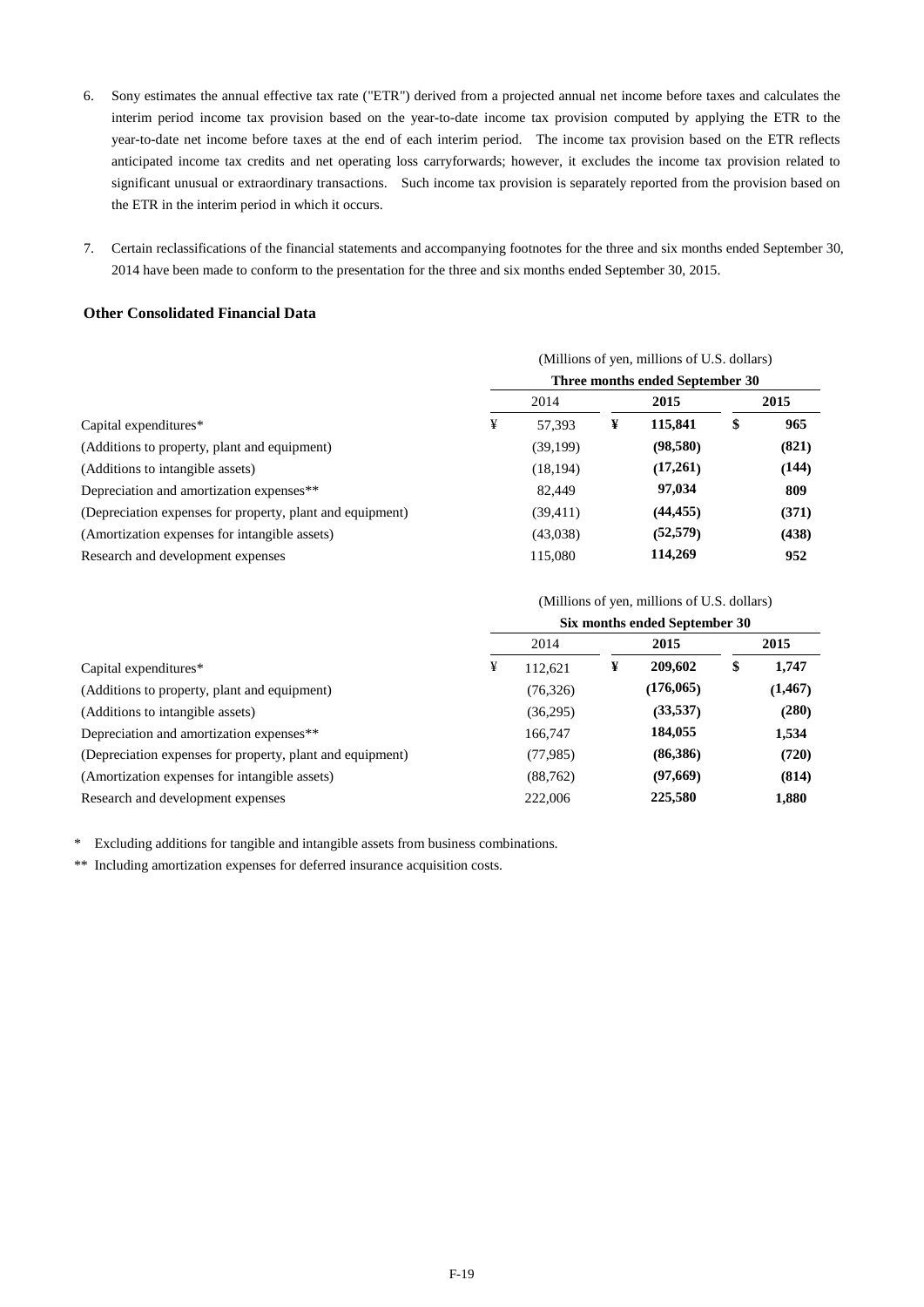6. Sony estimates the annual effective tax rate ("ETR") derived from a projected annual net income before taxes and calculates the interim period income tax provision based on the year-to-date income tax provision computed by applying the ETR to the year-to-date net income before taxes at the end of each interim period. The income tax provision based on the ETR reflects anticipated income tax credits and net operating loss carryforwards; however, it excludes the income tax provision related to significant unusual or extraordinary transactions. Such income tax provision is separately reported from the provision based on the ETR in the interim period in which it occurs.

7. Certain reclassifications of the financial statements and accompanying footnotes for the three and six months ended September 30, 2014 have been made to conform to the presentation for the three and six months ended September 30, 2015.

**Other Consolidated Financial Data**

| | (Millions of yen, millions of U.S. dollars) | | |
|---|---|---|---|
| | Three months ended September 30 | | |
| | 2014 | **2015** | **2015** |
| Capital expenditures* | ¥ 57,393 | ¥ **115,841** | $ **965** |
| (Additions to property, plant and equipment) | (39,199) | **(98,580)** | **(821)** |
| (Additions to intangible assets) | (18,194) | **(17,261)** | **(144)** |
| Depreciation and amortization expenses** | 82,449 | **97,034** | **809** |
| (Depreciation expenses for property, plant and equipment) | (39,411) | **(44,455)** | **(371)** |
| (Amortization expenses for intangible assets) | (43,038) | **(52,579)** | **(438)** |
| Research and development expenses | 115,080 | **114,269** | **952** |

| | (Millions of yen, millions of U.S. dollars) | | |
|---|---|---|---|
| | Six months ended September 30 | | |
| | 2014 | **2015** | **2015** |
| Capital expenditures* | ¥ 112,621 | ¥ **209,602** | $ **1,747** |
| (Additions to property, plant and equipment) | (76,326) | **(176,065)** | **(1,467)** |
| (Additions to intangible assets) | (36,295) | **(33,537)** | **(280)** |
| Depreciation and amortization expenses** | 166,747 | **184,055** | **1,534** |
| (Depreciation expenses for property, plant and equipment) | (77,985) | **(86,386)** | **(720)** |
| (Amortization expenses for intangible assets) | (88,762) | **(97,669)** | **(814)** |
| Research and development expenses | 222,006 | **225,580** | **1,880** |

\* Excluding additions for tangible and intangible assets from business combinations.

** Including amortization expenses for deferred insurance acquisition costs.